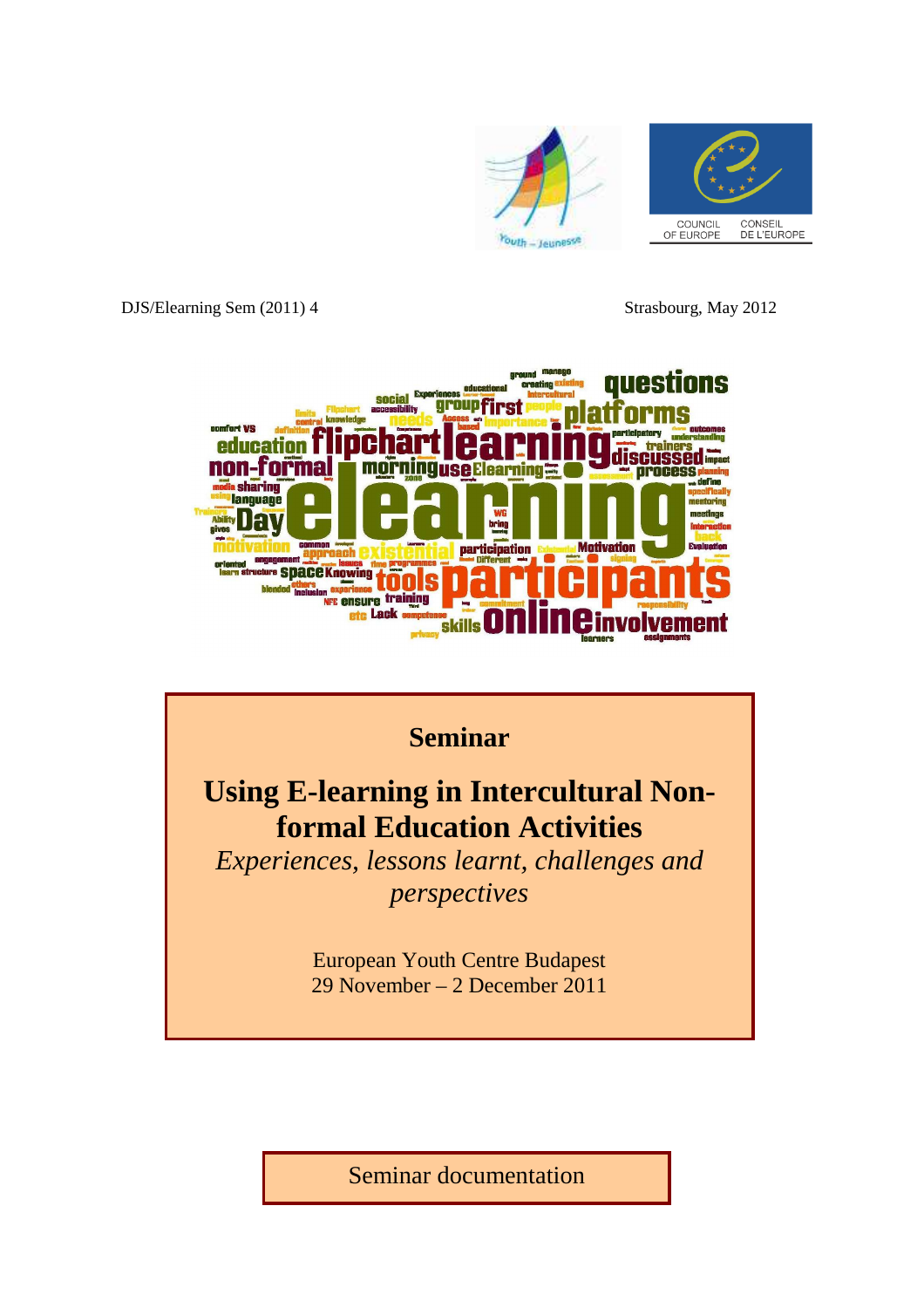DJS/Elearning Sem (2011) 4

Strasbourg, May 2012

# Seminar

# Using E-learning in Intercultural Non-formal Education Activities

*Experiences, lessons learnt, challenges and perspectives*

European Youth Centre Budapest
29 November – 2 December 2011

Seminar documentation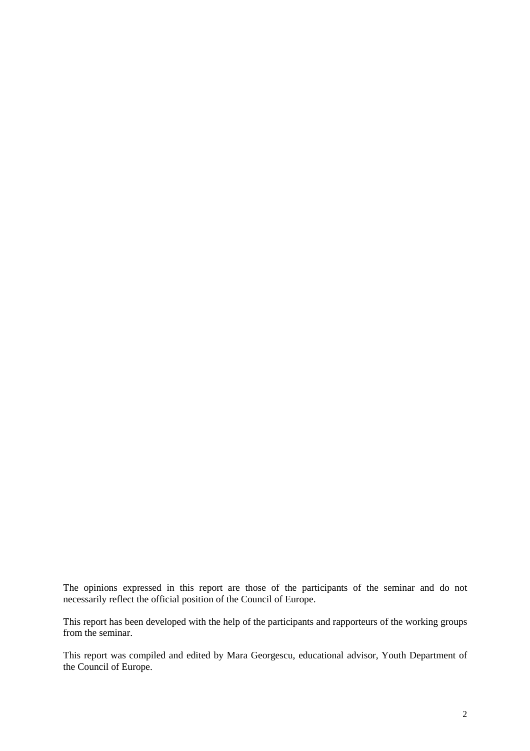The opinions expressed in this report are those of the participants of the seminar and do not necessarily reflect the official position of the Council of Europe.

This report has been developed with the help of the participants and rapporteurs of the working groups from the seminar.

This report was compiled and edited by Mara Georgescu, educational advisor, Youth Department of the Council of Europe.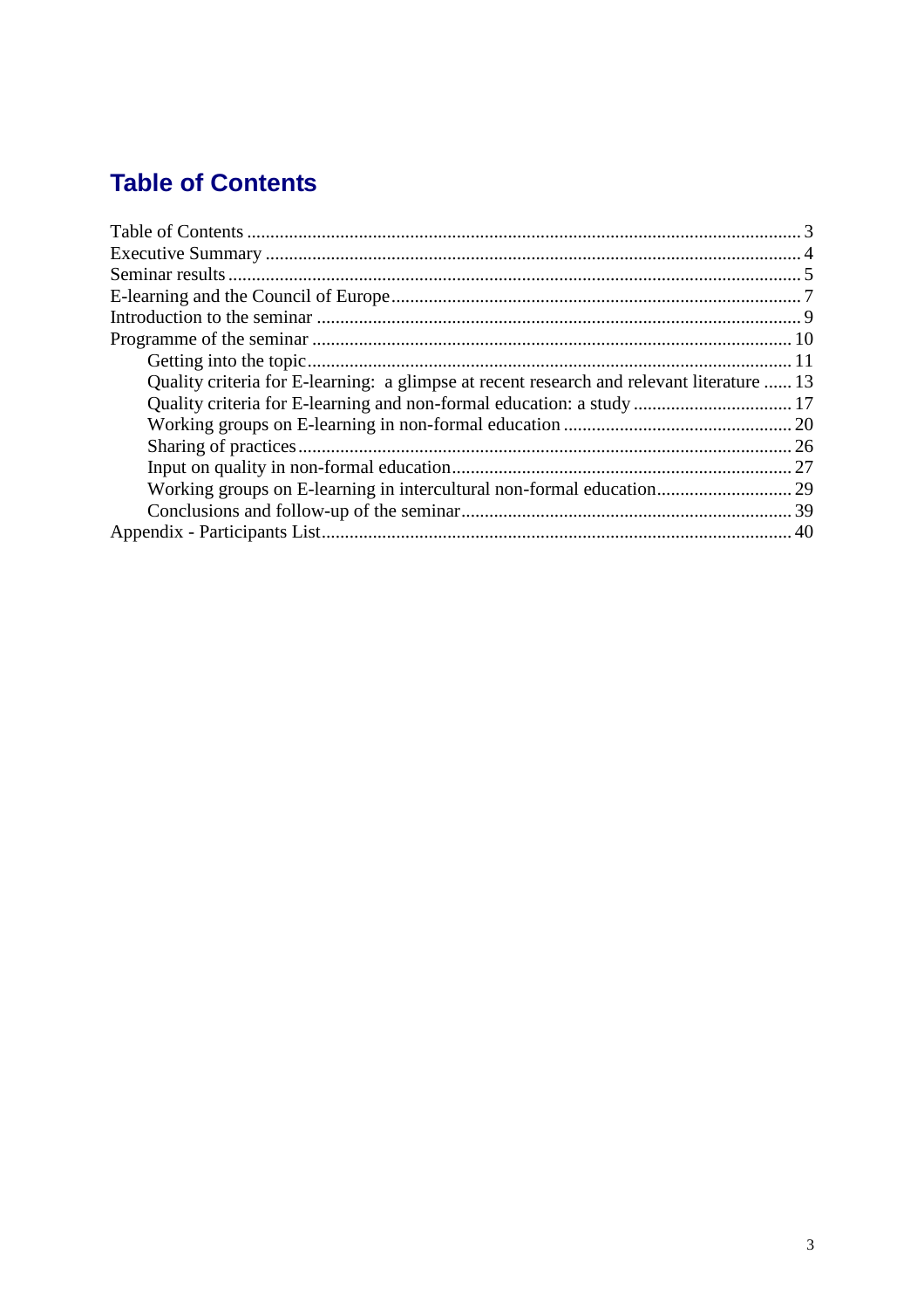# Table of Contents

Table of Contents ..... 3
Executive Summary ..... 4
Seminar results ..... 5
E-learning and the Council of Europe ..... 7
Introduction to the seminar ..... 9
Programme of the seminar ..... 10
    Getting into the topic ..... 11
    Quality criteria for E-learning: a glimpse at recent research and relevant literature ..... 13
    Quality criteria for E-learning and non-formal education: a study ..... 17
    Working groups on E-learning in non-formal education ..... 20
    Sharing of practices ..... 26
    Input on quality in non-formal education ..... 27
    Working groups on E-learning in intercultural non-formal education ..... 29
    Conclusions and follow-up of the seminar ..... 39
Appendix - Participants List ..... 40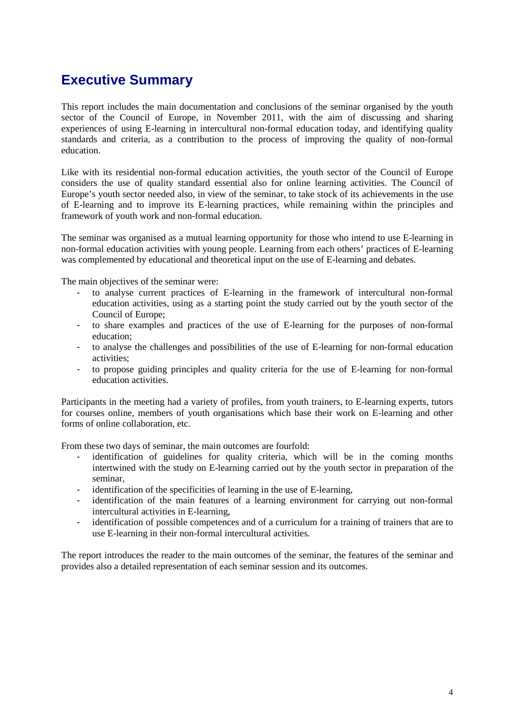# Executive Summary

This report includes the main documentation and conclusions of the seminar organised by the youth sector of the Council of Europe, in November 2011, with the aim of discussing and sharing experiences of using E-learning in intercultural non-formal education today, and identifying quality standards and criteria, as a contribution to the process of improving the quality of non-formal education.

Like with its residential non-formal education activities, the youth sector of the Council of Europe considers the use of quality standard essential also for online learning activities. The Council of Europe's youth sector needed also, in view of the seminar, to take stock of its achievements in the use of E-learning and to improve its E-learning practices, while remaining within the principles and framework of youth work and non-formal education.

The seminar was organised as a mutual learning opportunity for those who intend to use E-learning in non-formal education activities with young people. Learning from each others' practices of E-learning was complemented by educational and theoretical input on the use of E-learning and debates.

The main objectives of the seminar were:

- to analyse current practices of E-learning in the framework of intercultural non-formal education activities, using as a starting point the study carried out by the youth sector of the Council of Europe;
- to share examples and practices of the use of E-learning for the purposes of non-formal education;
- to analyse the challenges and possibilities of the use of E-learning for non-formal education activities;
- to propose guiding principles and quality criteria for the use of E-learning for non-formal education activities.

Participants in the meeting had a variety of profiles, from youth trainers, to E-learning experts, tutors for courses online, members of youth organisations which base their work on E-learning and other forms of online collaboration, etc.

From these two days of seminar, the main outcomes are fourfold:

- identification of guidelines for quality criteria, which will be in the coming months intertwined with the study on E-learning carried out by the youth sector in preparation of the seminar,
- identification of the specificities of learning in the use of E-learning,
- identification of the main features of a learning environment for carrying out non-formal intercultural activities in E-learning,
- identification of possible competences and of a curriculum for a training of trainers that are to use E-learning in their non-formal intercultural activities.

The report introduces the reader to the main outcomes of the seminar, the features of the seminar and provides also a detailed representation of each seminar session and its outcomes.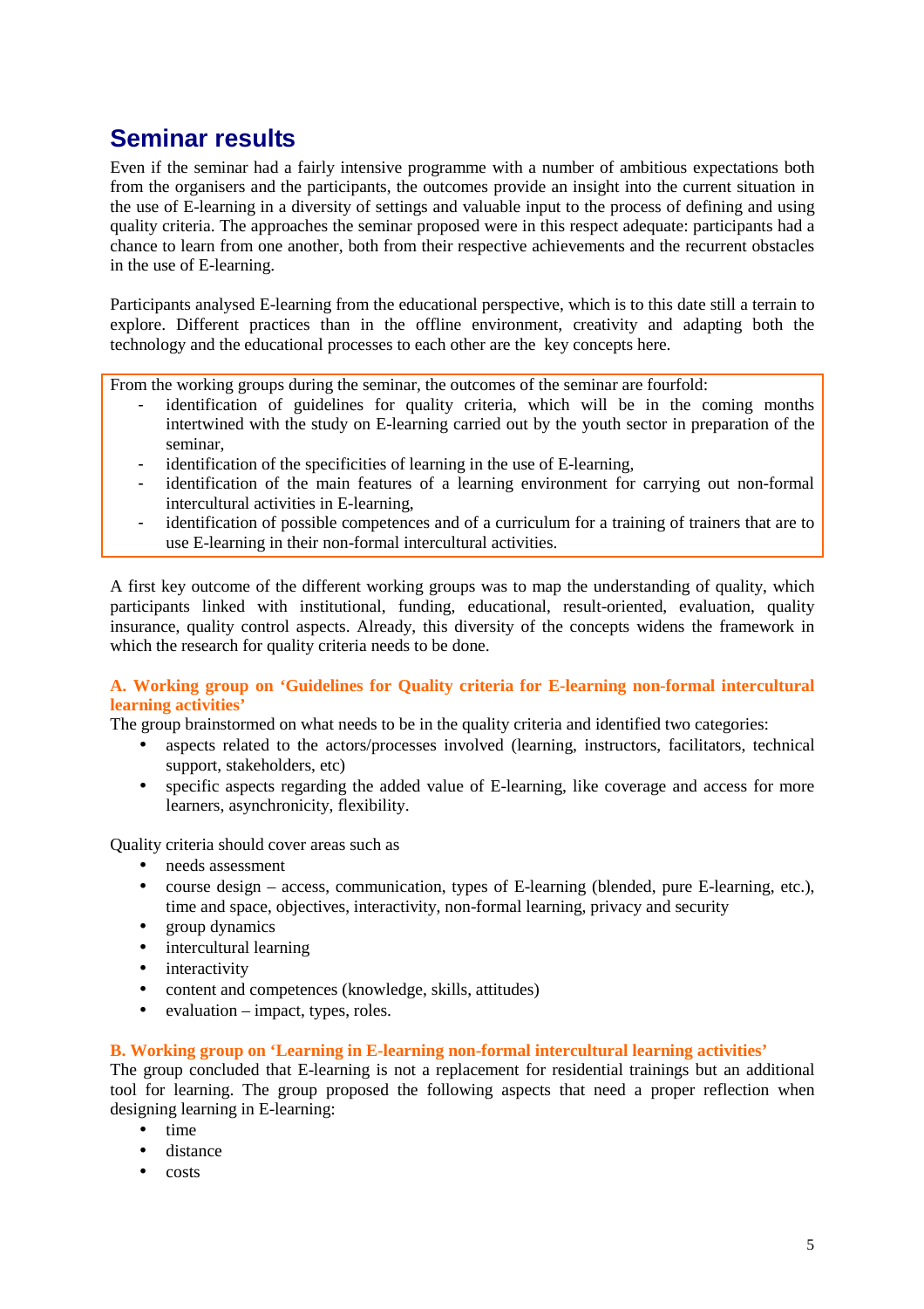# Seminar results

Even if the seminar had a fairly intensive programme with a number of ambitious expectations both from the organisers and the participants, the outcomes provide an insight into the current situation in the use of E-learning in a diversity of settings and valuable input to the process of defining and using quality criteria. The approaches the seminar proposed were in this respect adequate: participants had a chance to learn from one another, both from their respective achievements and the recurrent obstacles in the use of E-learning.

Participants analysed E-learning from the educational perspective, which is to this date still a terrain to explore. Different practices than in the offline environment, creativity and adapting both the technology and the educational processes to each other are the key concepts here.

From the working groups during the seminar, the outcomes of the seminar are fourfold:

- identification of guidelines for quality criteria, which will be in the coming months intertwined with the study on E-learning carried out by the youth sector in preparation of the seminar,
- identification of the specificities of learning in the use of E-learning,
- identification of the main features of a learning environment for carrying out non-formal intercultural activities in E-learning,
- identification of possible competences and of a curriculum for a training of trainers that are to use E-learning in their non-formal intercultural activities.

A first key outcome of the different working groups was to map the understanding of quality, which participants linked with institutional, funding, educational, result-oriented, evaluation, quality insurance, quality control aspects. Already, this diversity of the concepts widens the framework in which the research for quality criteria needs to be done.

### A. Working group on 'Guidelines for Quality criteria for E-learning non-formal intercultural learning activities'

The group brainstormed on what needs to be in the quality criteria and identified two categories:

- aspects related to the actors/processes involved (learning, instructors, facilitators, technical support, stakeholders, etc)
- specific aspects regarding the added value of E-learning, like coverage and access for more learners, asynchronicity, flexibility.

Quality criteria should cover areas such as

- needs assessment
- course design – access, communication, types of E-learning (blended, pure E-learning, etc.), time and space, objectives, interactivity, non-formal learning, privacy and security
- group dynamics
- intercultural learning
- interactivity
- content and competences (knowledge, skills, attitudes)
- evaluation – impact, types, roles.

### B. Working group on 'Learning in E-learning non-formal intercultural learning activities'

The group concluded that E-learning is not a replacement for residential trainings but an additional tool for learning. The group proposed the following aspects that need a proper reflection when designing learning in E-learning:

- time
- distance
- costs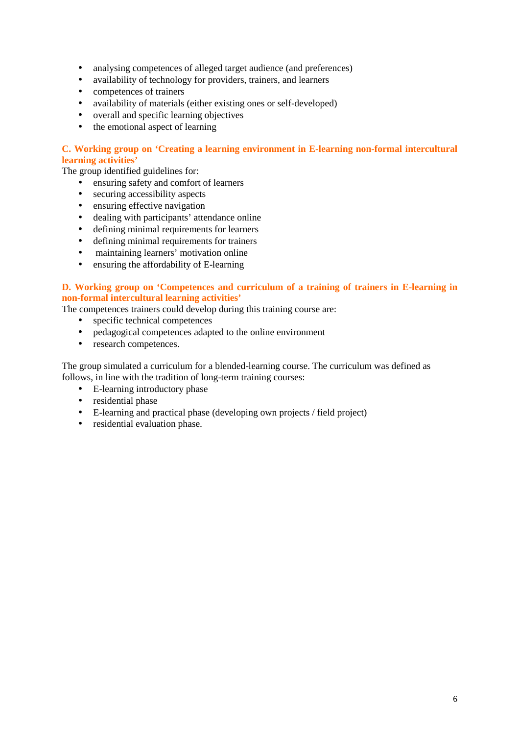- analysing competences of alleged target audience (and preferences)
- availability of technology for providers, trainers, and learners
- competences of trainers
- availability of materials (either existing ones or self-developed)
- overall and specific learning objectives
- the emotional aspect of learning

### C. Working group on 'Creating a learning environment in E-learning non-formal intercultural learning activities'

The group identified guidelines for:

- ensuring safety and comfort of learners
- securing accessibility aspects
- ensuring effective navigation
- dealing with participants' attendance online
- defining minimal requirements for learners
- defining minimal requirements for trainers
- maintaining learners' motivation online
- ensuring the affordability of E-learning

### D. Working group on 'Competences and curriculum of a training of trainers in E-learning in non-formal intercultural learning activities'

The competences trainers could develop during this training course are:

- specific technical competences
- pedagogical competences adapted to the online environment
- research competences.

The group simulated a curriculum for a blended-learning course. The curriculum was defined as follows, in line with the tradition of long-term training courses:

- E-learning introductory phase
- residential phase
- E-learning and practical phase (developing own projects / field project)
- residential evaluation phase.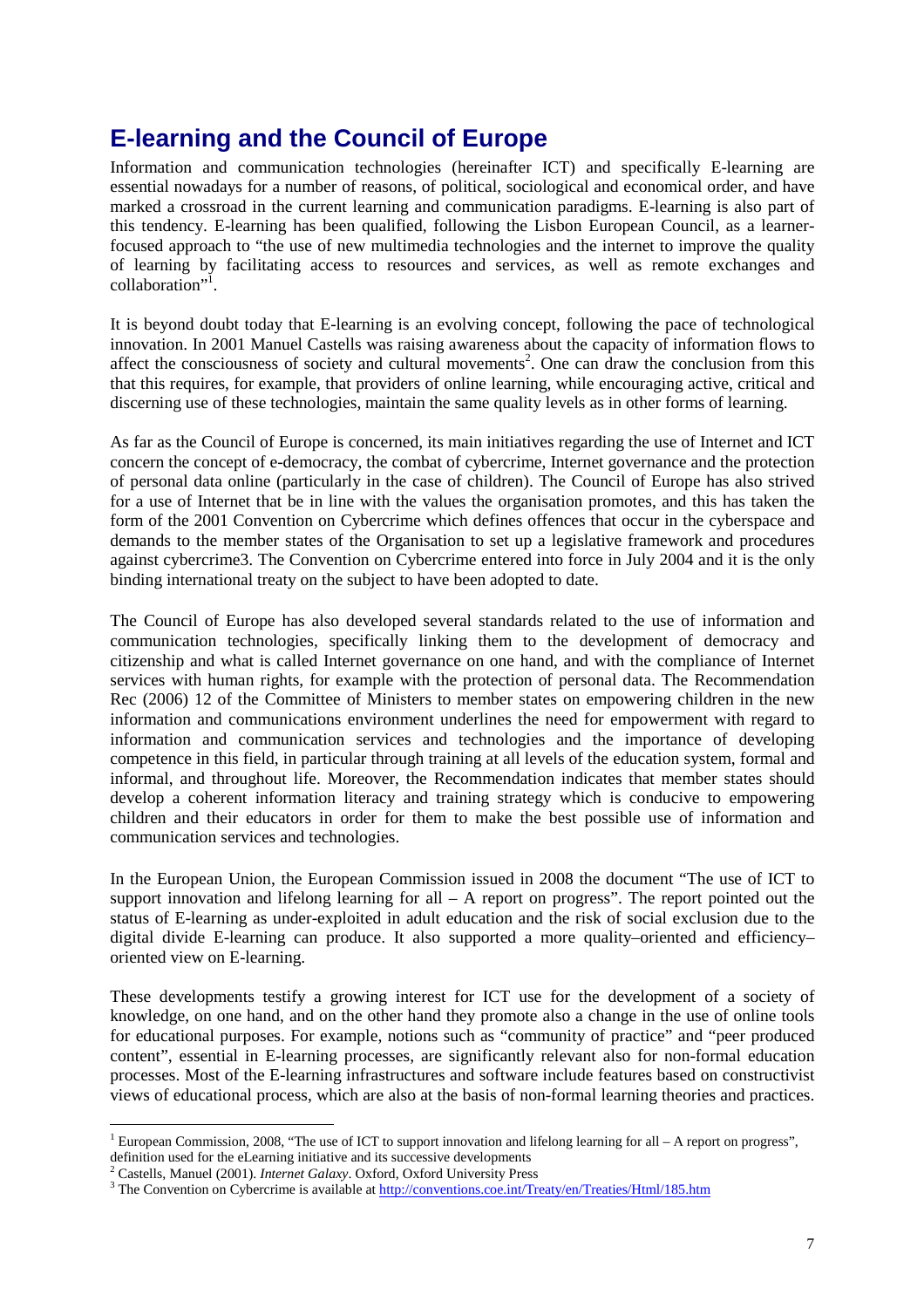## E-learning and the Council of Europe

Information and communication technologies (hereinafter ICT) and specifically E-learning are essential nowadays for a number of reasons, of political, sociological and economical order, and have marked a crossroad in the current learning and communication paradigms. E-learning is also part of this tendency. E-learning has been qualified, following the Lisbon European Council, as a learner-focused approach to "the use of new multimedia technologies and the internet to improve the quality of learning by facilitating access to resources and services, as well as remote exchanges and collaboration"[1].

It is beyond doubt today that E-learning is an evolving concept, following the pace of technological innovation. In 2001 Manuel Castells was raising awareness about the capacity of information flows to affect the consciousness of society and cultural movements[2]. One can draw the conclusion from this that this requires, for example, that providers of online learning, while encouraging active, critical and discerning use of these technologies, maintain the same quality levels as in other forms of learning.

As far as the Council of Europe is concerned, its main initiatives regarding the use of Internet and ICT concern the concept of e-democracy, the combat of cybercrime, Internet governance and the protection of personal data online (particularly in the case of children). The Council of Europe has also strived for a use of Internet that be in line with the values the organisation promotes, and this has taken the form of the 2001 Convention on Cybercrime which defines offences that occur in the cyberspace and demands to the member states of the Organisation to set up a legislative framework and procedures against cybercrime3. The Convention on Cybercrime entered into force in July 2004 and it is the only binding international treaty on the subject to have been adopted to date.

The Council of Europe has also developed several standards related to the use of information and communication technologies, specifically linking them to the development of democracy and citizenship and what is called Internet governance on one hand, and with the compliance of Internet services with human rights, for example with the protection of personal data. The Recommendation Rec (2006) 12 of the Committee of Ministers to member states on empowering children in the new information and communications environment underlines the need for empowerment with regard to information and communication services and technologies and the importance of developing competence in this field, in particular through training at all levels of the education system, formal and informal, and throughout life. Moreover, the Recommendation indicates that member states should develop a coherent information literacy and training strategy which is conducive to empowering children and their educators in order for them to make the best possible use of information and communication services and technologies.

In the European Union, the European Commission issued in 2008 the document "The use of ICT to support innovation and lifelong learning for all – A report on progress". The report pointed out the status of E-learning as under-exploited in adult education and the risk of social exclusion due to the digital divide E-learning can produce. It also supported a more quality–oriented and efficiency–oriented view on E-learning.

These developments testify a growing interest for ICT use for the development of a society of knowledge, on one hand, and on the other hand they promote also a change in the use of online tools for educational purposes. For example, notions such as "community of practice" and "peer produced content", essential in E-learning processes, are significantly relevant also for non-formal education processes. Most of the E-learning infrastructures and software include features based on constructivist views of educational process, which are also at the basis of non-formal learning theories and practices.

---

[1] European Commission, 2008, "The use of ICT to support innovation and lifelong learning for all – A report on progress", definition used for the eLearning initiative and its successive developments

[2] Castells, Manuel (2001). *Internet Galaxy*. Oxford, Oxford University Press

[3] The Convention on Cybercrime is available at http://conventions.coe.int/Treaty/en/Treaties/Html/185.htm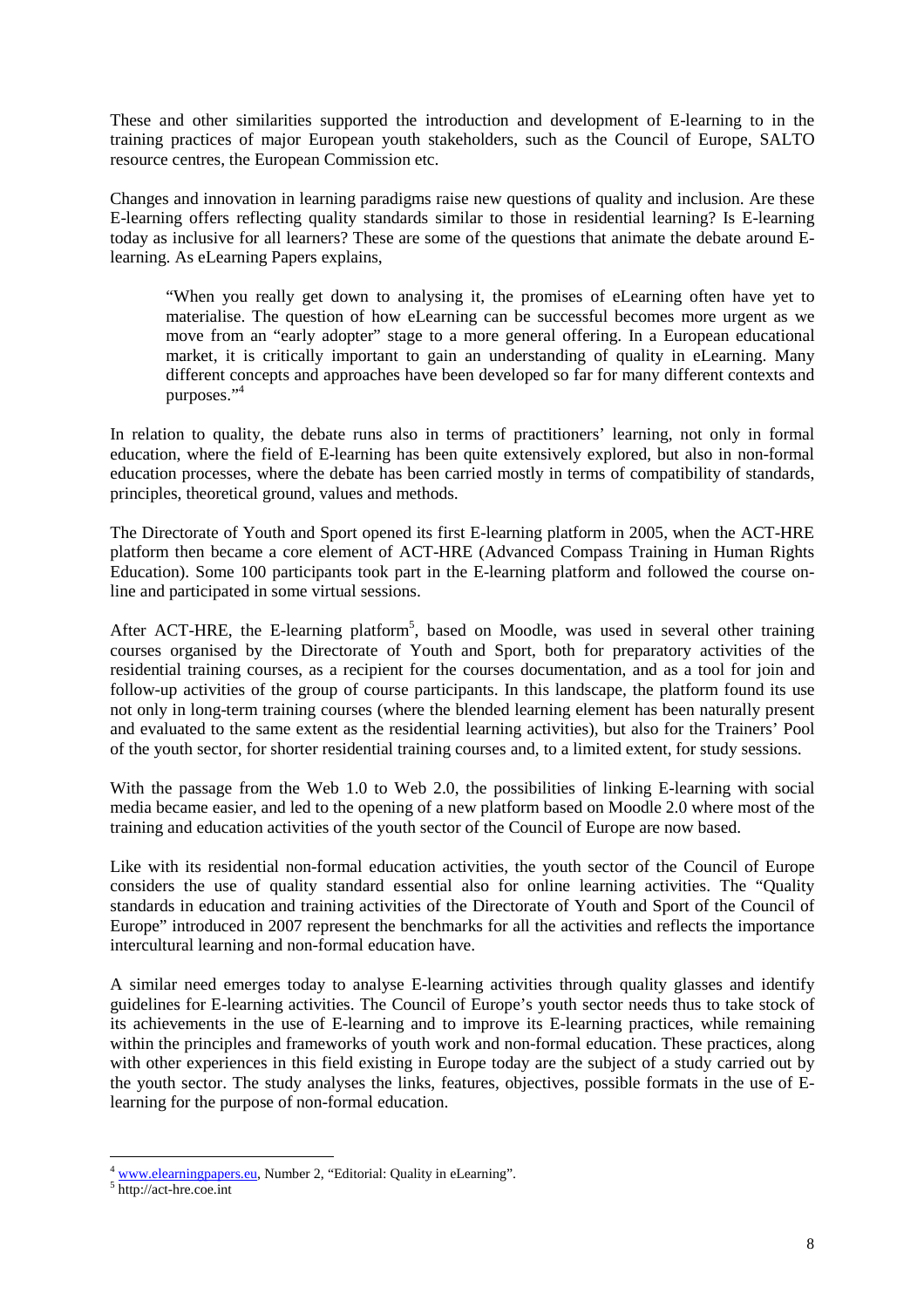These and other similarities supported the introduction and development of E-learning to in the training practices of major European youth stakeholders, such as the Council of Europe, SALTO resource centres, the European Commission etc.

Changes and innovation in learning paradigms raise new questions of quality and inclusion. Are these E-learning offers reflecting quality standards similar to those in residential learning? Is E-learning today as inclusive for all learners? These are some of the questions that animate the debate around E-learning. As eLearning Papers explains,

> "When you really get down to analysing it, the promises of eLearning often have yet to materialise. The question of how eLearning can be successful becomes more urgent as we move from an "early adopter" stage to a more general offering. In a European educational market, it is critically important to gain an understanding of quality in eLearning. Many different concepts and approaches have been developed so far for many different contexts and purposes."[4]

In relation to quality, the debate runs also in terms of practitioners' learning, not only in formal education, where the field of E-learning has been quite extensively explored, but also in non-formal education processes, where the debate has been carried mostly in terms of compatibility of standards, principles, theoretical ground, values and methods.

The Directorate of Youth and Sport opened its first E-learning platform in 2005, when the ACT-HRE platform then became a core element of ACT-HRE (Advanced Compass Training in Human Rights Education). Some 100 participants took part in the E-learning platform and followed the course on-line and participated in some virtual sessions.

After ACT-HRE, the E-learning platform[5], based on Moodle, was used in several other training courses organised by the Directorate of Youth and Sport, both for preparatory activities of the residential training courses, as a recipient for the courses documentation, and as a tool for join and follow-up activities of the group of course participants. In this landscape, the platform found its use not only in long-term training courses (where the blended learning element has been naturally present and evaluated to the same extent as the residential learning activities), but also for the Trainers' Pool of the youth sector, for shorter residential training courses and, to a limited extent, for study sessions.

With the passage from the Web 1.0 to Web 2.0, the possibilities of linking E-learning with social media became easier, and led to the opening of a new platform based on Moodle 2.0 where most of the training and education activities of the youth sector of the Council of Europe are now based.

Like with its residential non-formal education activities, the youth sector of the Council of Europe considers the use of quality standard essential also for online learning activities. The "Quality standards in education and training activities of the Directorate of Youth and Sport of the Council of Europe" introduced in 2007 represent the benchmarks for all the activities and reflects the importance intercultural learning and non-formal education have.

A similar need emerges today to analyse E-learning activities through quality glasses and identify guidelines for E-learning activities. The Council of Europe's youth sector needs thus to take stock of its achievements in the use of E-learning and to improve its E-learning practices, while remaining within the principles and frameworks of youth work and non-formal education. These practices, along with other experiences in this field existing in Europe today are the subject of a study carried out by the youth sector. The study analyses the links, features, objectives, possible formats in the use of E-learning for the purpose of non-formal education.

---

[4] www.elearningpapers.eu, Number 2, "Editorial: Quality in eLearning".

[5] http://act-hre.coe.int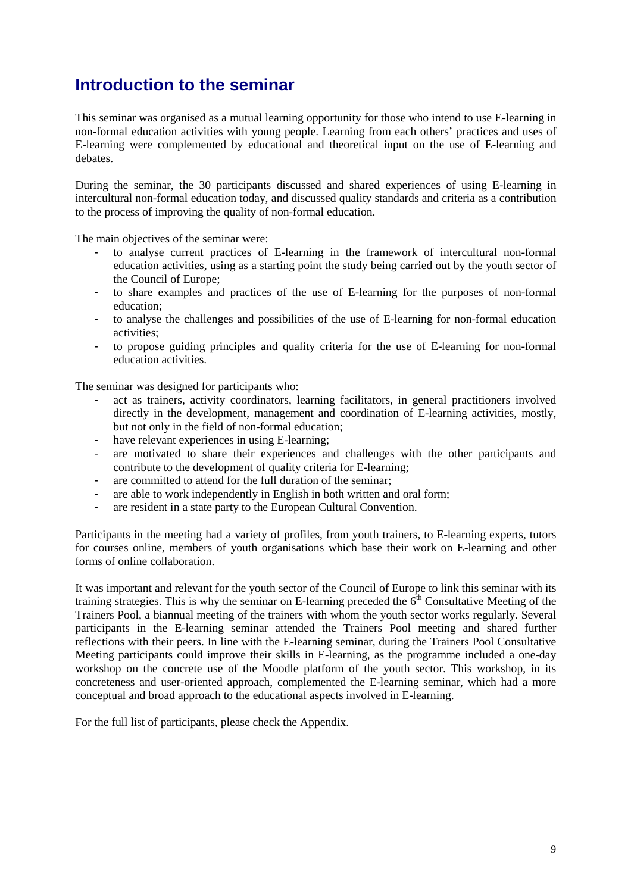# Introduction to the seminar

This seminar was organised as a mutual learning opportunity for those who intend to use E-learning in non-formal education activities with young people. Learning from each others' practices and uses of E-learning were complemented by educational and theoretical input on the use of E-learning and debates.

During the seminar, the 30 participants discussed and shared experiences of using E-learning in intercultural non-formal education today, and discussed quality standards and criteria as a contribution to the process of improving the quality of non-formal education.

The main objectives of the seminar were:

- to analyse current practices of E-learning in the framework of intercultural non-formal education activities, using as a starting point the study being carried out by the youth sector of the Council of Europe;
- to share examples and practices of the use of E-learning for the purposes of non-formal education;
- to analyse the challenges and possibilities of the use of E-learning for non-formal education activities;
- to propose guiding principles and quality criteria for the use of E-learning for non-formal education activities.

The seminar was designed for participants who:

- act as trainers, activity coordinators, learning facilitators, in general practitioners involved directly in the development, management and coordination of E-learning activities, mostly, but not only in the field of non-formal education;
- have relevant experiences in using E-learning;
- are motivated to share their experiences and challenges with the other participants and contribute to the development of quality criteria for E-learning;
- are committed to attend for the full duration of the seminar;
- are able to work independently in English in both written and oral form;
- are resident in a state party to the European Cultural Convention.

Participants in the meeting had a variety of profiles, from youth trainers, to E-learning experts, tutors for courses online, members of youth organisations which base their work on E-learning and other forms of online collaboration.

It was important and relevant for the youth sector of the Council of Europe to link this seminar with its training strategies. This is why the seminar on E-learning preceded the 6th Consultative Meeting of the Trainers Pool, a biannual meeting of the trainers with whom the youth sector works regularly. Several participants in the E-learning seminar attended the Trainers Pool meeting and shared further reflections with their peers. In line with the E-learning seminar, during the Trainers Pool Consultative Meeting participants could improve their skills in E-learning, as the programme included a one-day workshop on the concrete use of the Moodle platform of the youth sector. This workshop, in its concreteness and user-oriented approach, complemented the E-learning seminar, which had a more conceptual and broad approach to the educational aspects involved in E-learning.

For the full list of participants, please check the Appendix.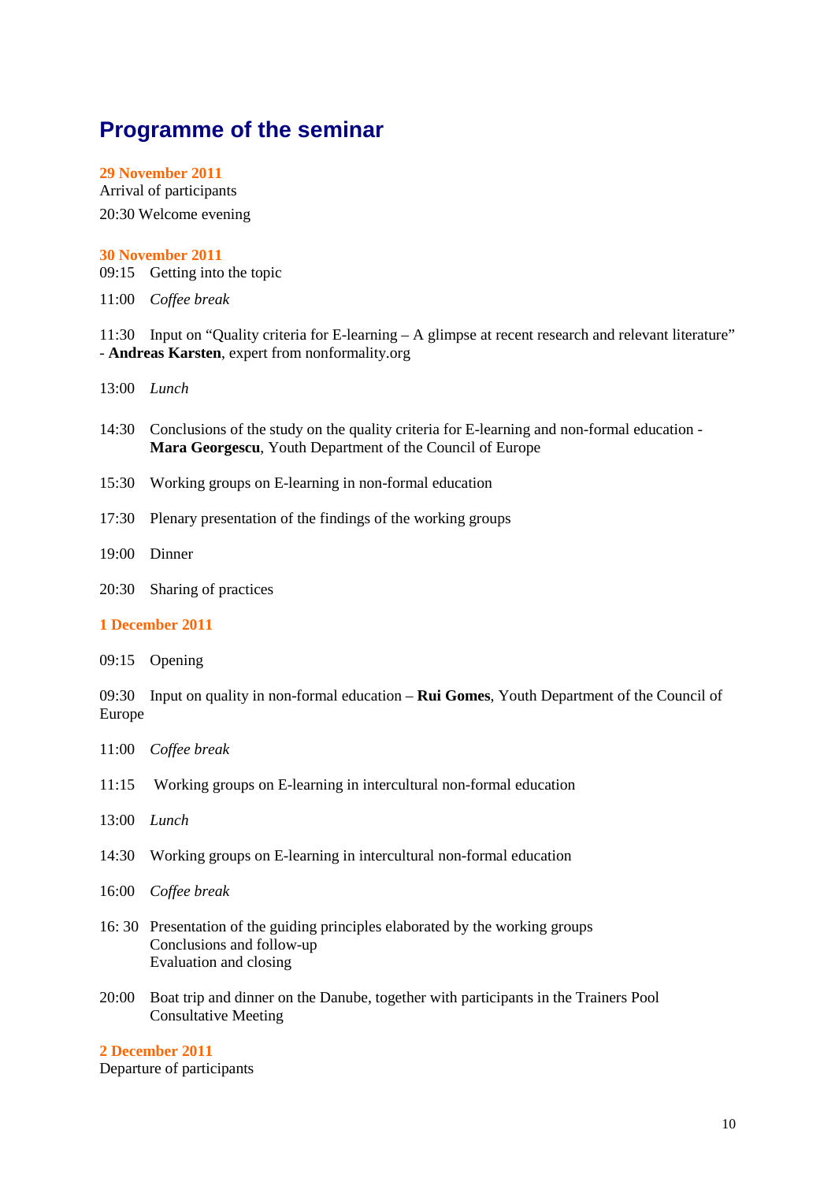# Programme of the seminar

**29 November 2011**

Arrival of participants

20:30 Welcome evening

**30 November 2011**

09:15 Getting into the topic

11:00 *Coffee break*

11:30 Input on "Quality criteria for E-learning – A glimpse at recent research and relevant literature" - **Andreas Karsten**, expert from nonformality.org

13:00 *Lunch*

14:30 Conclusions of the study on the quality criteria for E-learning and non-formal education - **Mara Georgescu**, Youth Department of the Council of Europe

15:30 Working groups on E-learning in non-formal education

17:30 Plenary presentation of the findings of the working groups

19:00 Dinner

20:30 Sharing of practices

**1 December 2011**

09:15 Opening

09:30 Input on quality in non-formal education – **Rui Gomes**, Youth Department of the Council of Europe

11:00 *Coffee break*

11:15 Working groups on E-learning in intercultural non-formal education

13:00 *Lunch*

14:30 Working groups on E-learning in intercultural non-formal education

16:00 *Coffee break*

16: 30 Presentation of the guiding principles elaborated by the working groups
Conclusions and follow-up
Evaluation and closing

20:00 Boat trip and dinner on the Danube, together with participants in the Trainers Pool Consultative Meeting

**2 December 2011**

Departure of participants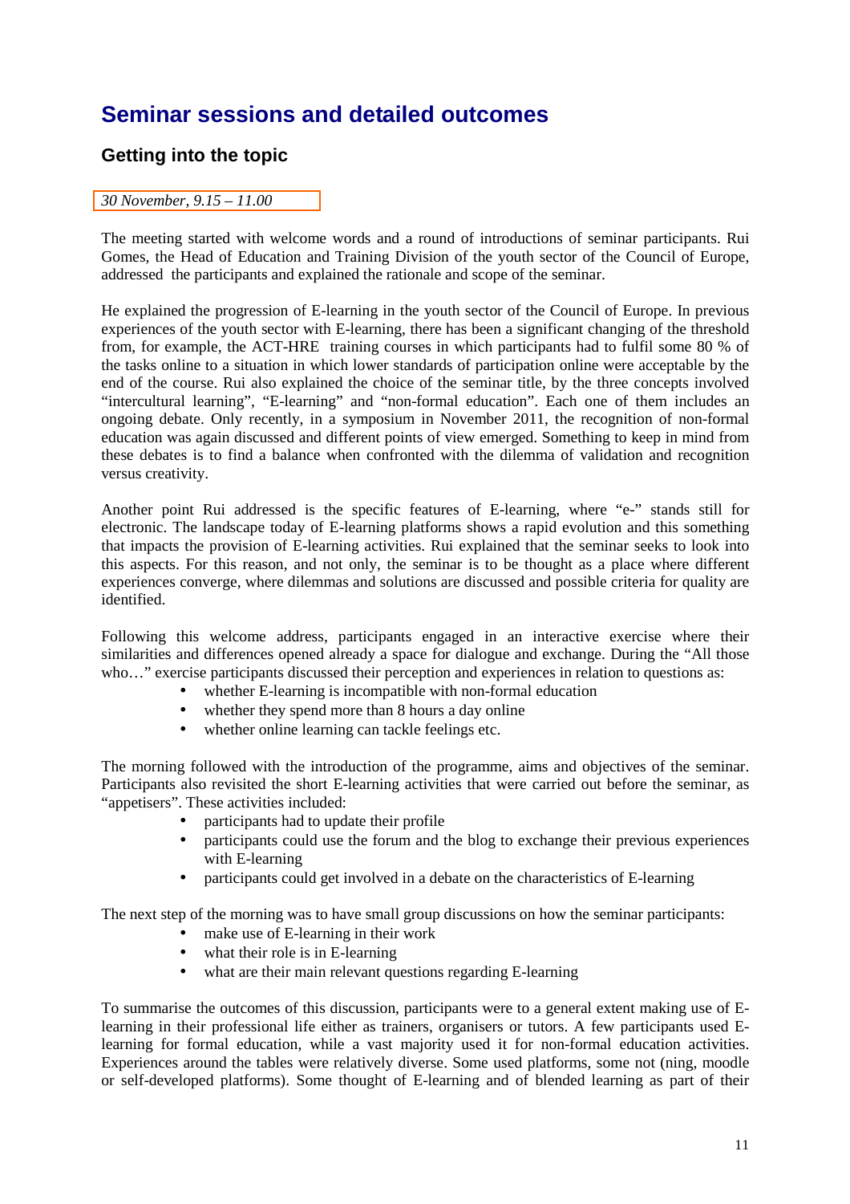# Seminar sessions and detailed outcomes

## Getting into the topic

*30 November, 9.15 – 11.00*

The meeting started with welcome words and a round of introductions of seminar participants. Rui Gomes, the Head of Education and Training Division of the youth sector of the Council of Europe, addressed the participants and explained the rationale and scope of the seminar.

He explained the progression of E-learning in the youth sector of the Council of Europe. In previous experiences of the youth sector with E-learning, there has been a significant changing of the threshold from, for example, the ACT-HRE training courses in which participants had to fulfil some 80 % of the tasks online to a situation in which lower standards of participation online were acceptable by the end of the course. Rui also explained the choice of the seminar title, by the three concepts involved "intercultural learning", "E-learning" and "non-formal education". Each one of them includes an ongoing debate. Only recently, in a symposium in November 2011, the recognition of non-formal education was again discussed and different points of view emerged. Something to keep in mind from these debates is to find a balance when confronted with the dilemma of validation and recognition versus creativity.

Another point Rui addressed is the specific features of E-learning, where "e-" stands still for electronic. The landscape today of E-learning platforms shows a rapid evolution and this something that impacts the provision of E-learning activities. Rui explained that the seminar seeks to look into this aspects. For this reason, and not only, the seminar is to be thought as a place where different experiences converge, where dilemmas and solutions are discussed and possible criteria for quality are identified.

Following this welcome address, participants engaged in an interactive exercise where their similarities and differences opened already a space for dialogue and exchange. During the "All those who…" exercise participants discussed their perception and experiences in relation to questions as:

- whether E-learning is incompatible with non-formal education
- whether they spend more than 8 hours a day online
- whether online learning can tackle feelings etc.

The morning followed with the introduction of the programme, aims and objectives of the seminar. Participants also revisited the short E-learning activities that were carried out before the seminar, as "appetisers". These activities included:

- participants had to update their profile
- participants could use the forum and the blog to exchange their previous experiences with E-learning
- participants could get involved in a debate on the characteristics of E-learning

The next step of the morning was to have small group discussions on how the seminar participants:

- make use of E-learning in their work
- what their role is in E-learning
- what are their main relevant questions regarding E-learning

To summarise the outcomes of this discussion, participants were to a general extent making use of E-learning in their professional life either as trainers, organisers or tutors. A few participants used E-learning for formal education, while a vast majority used it for non-formal education activities. Experiences around the tables were relatively diverse. Some used platforms, some not (ning, moodle or self-developed platforms). Some thought of E-learning and of blended learning as part of their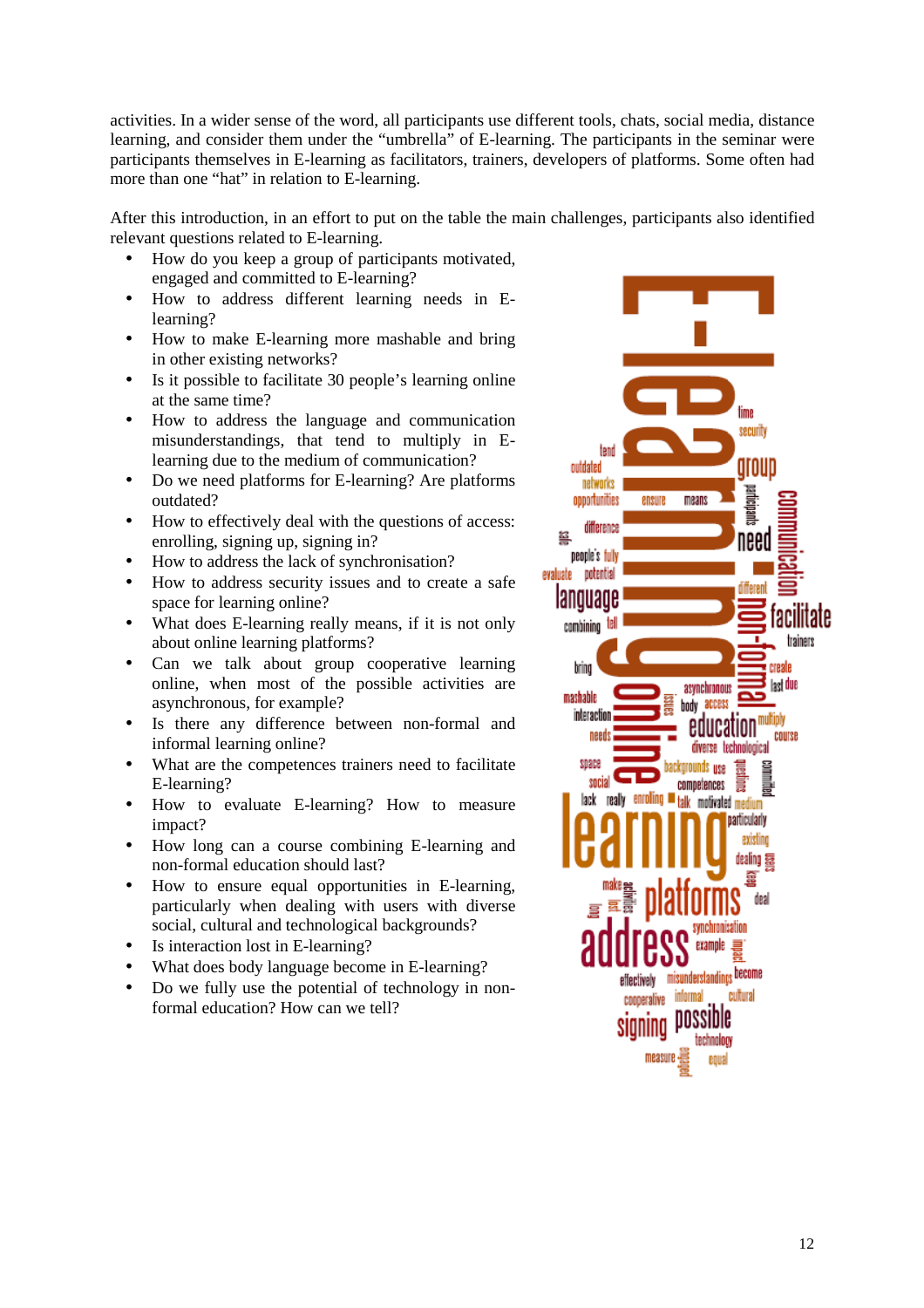activities. In a wider sense of the word, all participants use different tools, chats, social media, distance learning, and consider them under the "umbrella" of E-learning. The participants in the seminar were participants themselves in E-learning as facilitators, trainers, developers of platforms. Some often had more than one "hat" in relation to E-learning.

After this introduction, in an effort to put on the table the main challenges, participants also identified relevant questions related to E-learning.

- How do you keep a group of participants motivated, engaged and committed to E-learning?
- How to address different learning needs in E-learning?
- How to make E-learning more mashable and bring in other existing networks?
- Is it possible to facilitate 30 people's learning online at the same time?
- How to address the language and communication misunderstandings, that tend to multiply in E-learning due to the medium of communication?
- Do we need platforms for E-learning? Are platforms outdated?
- How to effectively deal with the questions of access: enrolling, signing up, signing in?
- How to address the lack of synchronisation?
- How to address security issues and to create a safe space for learning online?
- What does E-learning really means, if it is not only about online learning platforms?
- Can we talk about group cooperative learning online, when most of the possible activities are asynchronous, for example?
- Is there any difference between non-formal and informal learning online?
- What are the competences trainers need to facilitate E-learning?
- How to evaluate E-learning? How to measure impact?
- How long can a course combining E-learning and non-formal education should last?
- How to ensure equal opportunities in E-learning, particularly when dealing with users with diverse social, cultural and technological backgrounds?
- Is interaction lost in E-learning?
- What does body language become in E-learning?
- Do we fully use the potential of technology in non-formal education? How can we tell?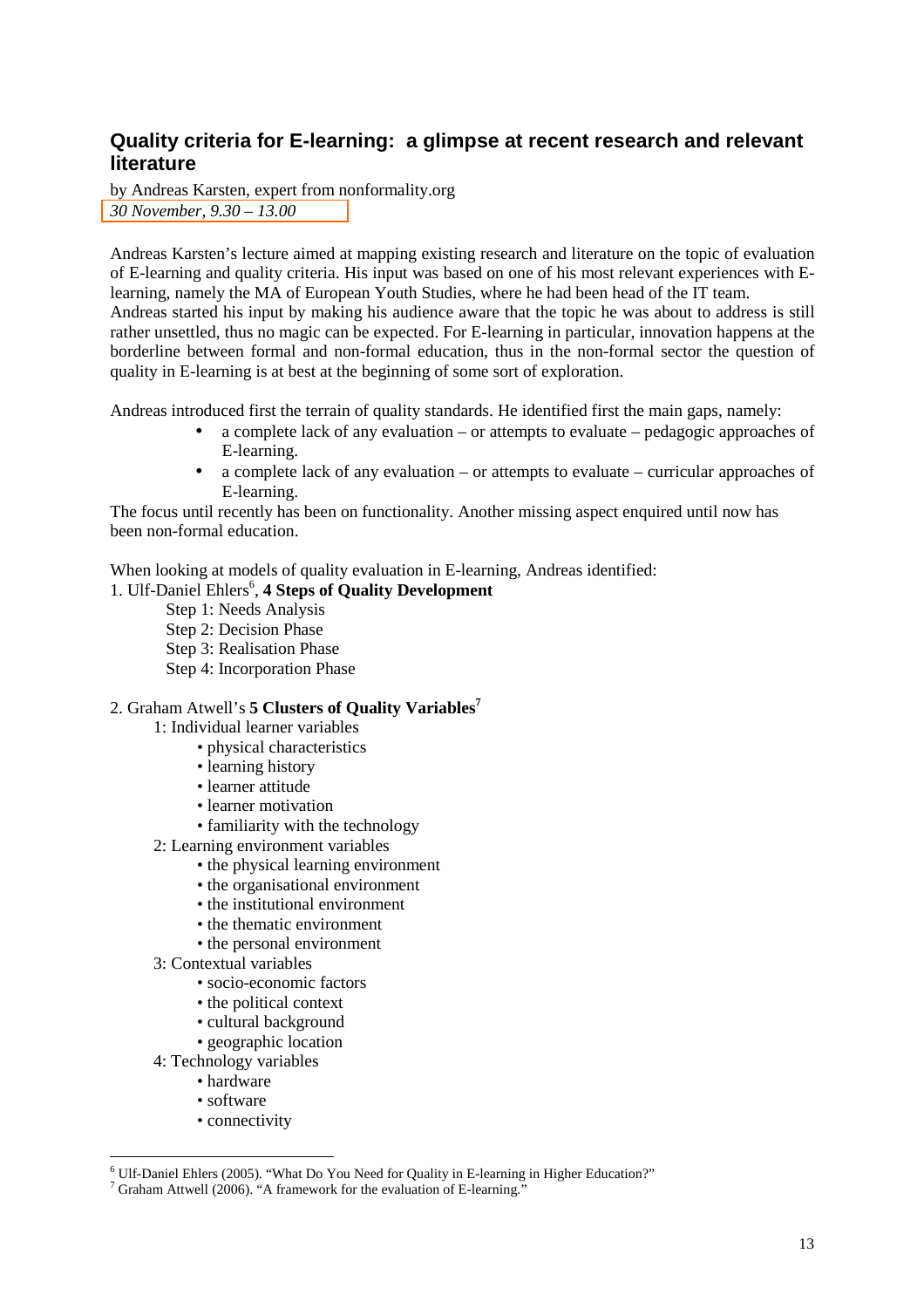## Quality criteria for E-learning: a glimpse at recent research and relevant literature

by Andreas Karsten, expert from nonformality.org
*30 November, 9.30 – 13.00*

Andreas Karsten's lecture aimed at mapping existing research and literature on the topic of evaluation of E-learning and quality criteria. His input was based on one of his most relevant experiences with E-learning, namely the MA of European Youth Studies, where he had been head of the IT team.
Andreas started his input by making his audience aware that the topic he was about to address is still rather unsettled, thus no magic can be expected. For E-learning in particular, innovation happens at the borderline between formal and non-formal education, thus in the non-formal sector the question of quality in E-learning is at best at the beginning of some sort of exploration.

Andreas introduced first the terrain of quality standards. He identified first the main gaps, namely:

- a complete lack of any evaluation – or attempts to evaluate – pedagogic approaches of E-learning.
- a complete lack of any evaluation – or attempts to evaluate – curricular approaches of E-learning.

The focus until recently has been on functionality. Another missing aspect enquired until now has been non-formal education.

When looking at models of quality evaluation in E-learning, Andreas identified:

1. Ulf-Daniel Ehlers[6], **4 Steps of Quality Development**
   - Step 1: Needs Analysis
   - Step 2: Decision Phase
   - Step 3: Realisation Phase
   - Step 4: Incorporation Phase

2. Graham Atwell's **5 Clusters of Quality Variables**[7]
   - 1: Individual learner variables
     - physical characteristics
     - learning history
     - learner attitude
     - learner motivation
     - familiarity with the technology
   - 2: Learning environment variables
     - the physical learning environment
     - the organisational environment
     - the institutional environment
     - the thematic environment
     - the personal environment
   - 3: Contextual variables
     - socio-economic factors
     - the political context
     - cultural background
     - geographic location
   - 4: Technology variables
     - hardware
     - software
     - connectivity

[6] Ulf-Daniel Ehlers (2005). "What Do You Need for Quality in E-learning in Higher Education?"
[7] Graham Attwell (2006). "A framework for the evaluation of E-learning."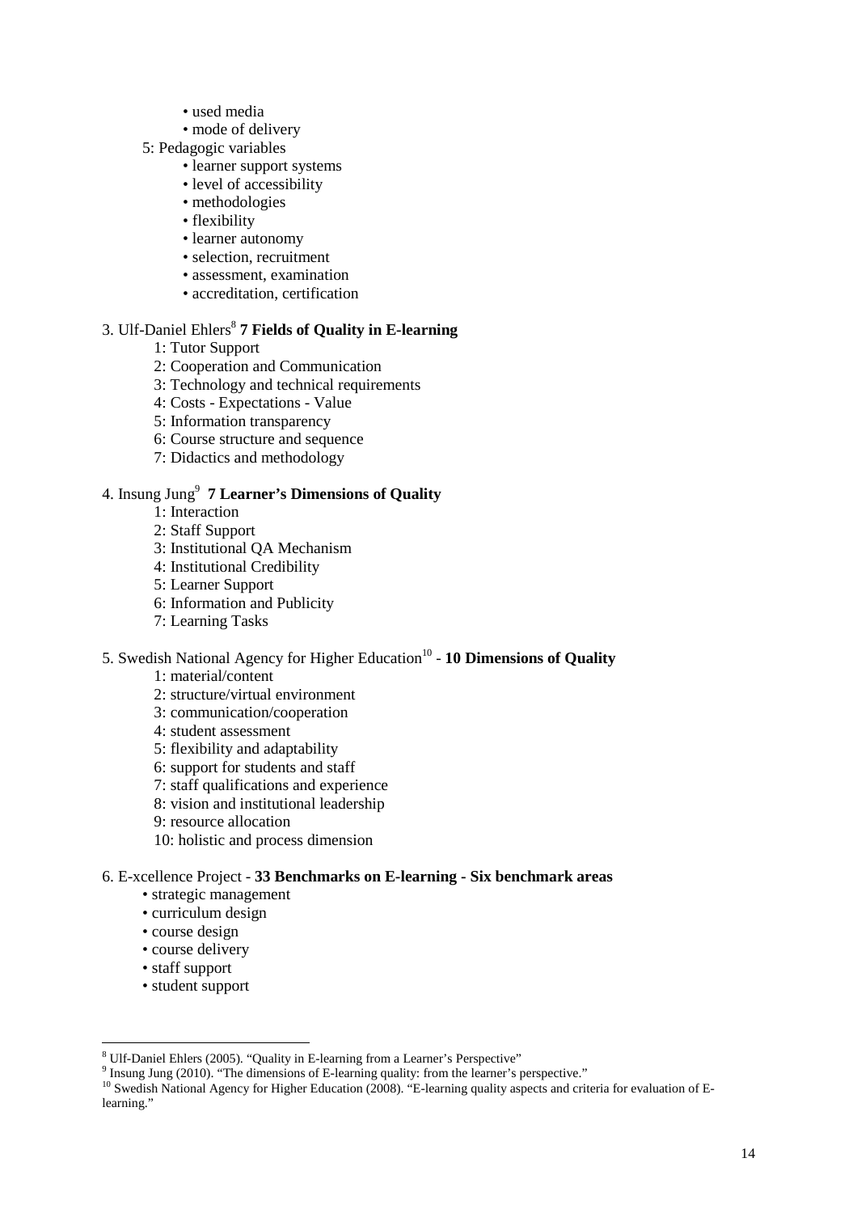- used media
- mode of delivery

5: Pedagogic variables

- learner support systems
- level of accessibility
- methodologies
- flexibility
- learner autonomy
- selection, recruitment
- assessment, examination
- accreditation, certification

3. Ulf-Daniel Ehlers[8] **7 Fields of Quality in E-learning**

1: Tutor Support
2: Cooperation and Communication
3: Technology and technical requirements
4: Costs - Expectations - Value
5: Information transparency
6: Course structure and sequence
7: Didactics and methodology

4. Insung Jung[9] **7 Learner's Dimensions of Quality**

1: Interaction
2: Staff Support
3: Institutional QA Mechanism
4: Institutional Credibility
5: Learner Support
6: Information and Publicity
7: Learning Tasks

5. Swedish National Agency for Higher Education[10] - **10 Dimensions of Quality**

1: material/content
2: structure/virtual environment
3: communication/cooperation
4: student assessment
5: flexibility and adaptability
6: support for students and staff
7: staff qualifications and experience
8: vision and institutional leadership
9: resource allocation
10: holistic and process dimension

6. E-xcellence Project - **33 Benchmarks on E-learning - Six benchmark areas**

- strategic management
- curriculum design
- course design
- course delivery
- staff support
- student support

---

[8] Ulf-Daniel Ehlers (2005). "Quality in E-learning from a Learner's Perspective"
[9] Insung Jung (2010). "The dimensions of E-learning quality: from the learner's perspective."
[10] Swedish National Agency for Higher Education (2008). "E-learning quality aspects and criteria for evaluation of E-learning."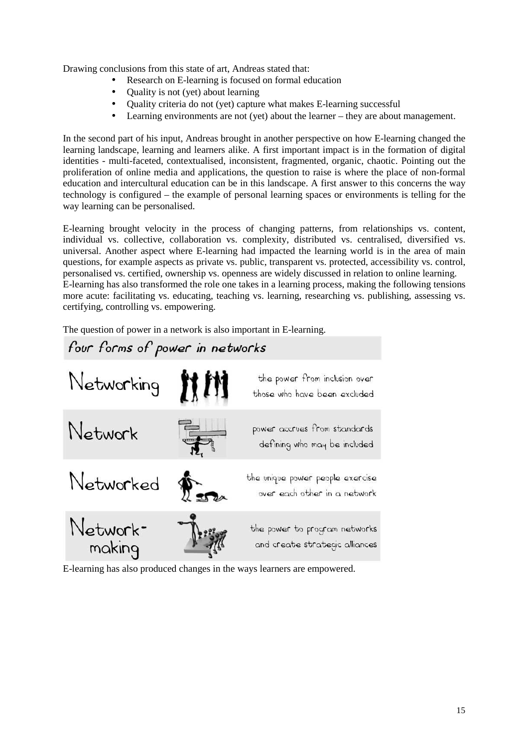Drawing conclusions from this state of art, Andreas stated that:

- Research on E-learning is focused on formal education
- Quality is not (yet) about learning
- Quality criteria do not (yet) capture what makes E-learning successful
- Learning environments are not (yet) about the learner – they are about management.

In the second part of his input, Andreas brought in another perspective on how E-learning changed the learning landscape, learning and learners alike. A first important impact is in the formation of digital identities - multi-faceted, contextualised, inconsistent, fragmented, organic, chaotic. Pointing out the proliferation of online media and applications, the question to raise is where the place of non-formal education and intercultural education can be in this landscape. A first answer to this concerns the way technology is configured – the example of personal learning spaces or environments is telling for the way learning can be personalised.

E-learning brought velocity in the process of changing patterns, from relationships vs. content, individual vs. collective, collaboration vs. complexity, distributed vs. centralised, diversified vs. universal. Another aspect where E-learning had impacted the learning world is in the area of main questions, for example aspects as private vs. public, transparent vs. protected, accessibility vs. control, personalised vs. certified, ownership vs. openness are widely discussed in relation to online learning.
E-learning has also transformed the role one takes in a learning process, making the following tensions more acute: facilitating vs. educating, teaching vs. learning, researching vs. publishing, assessing vs. certifying, controlling vs. empowering.

The question of power in a network is also important in E-learning.

**four forms of power in networks**

| | |
|---|---|
| Networking | the power from inclusion over those who have been excluded |
| Network | power accrues from standards defining who may be included |
| Networked | the unique power people exercise over each other in a network |
| Network-making | the power to program networks and create strategic alliances |

E-learning has also produced changes in the ways learners are empowered.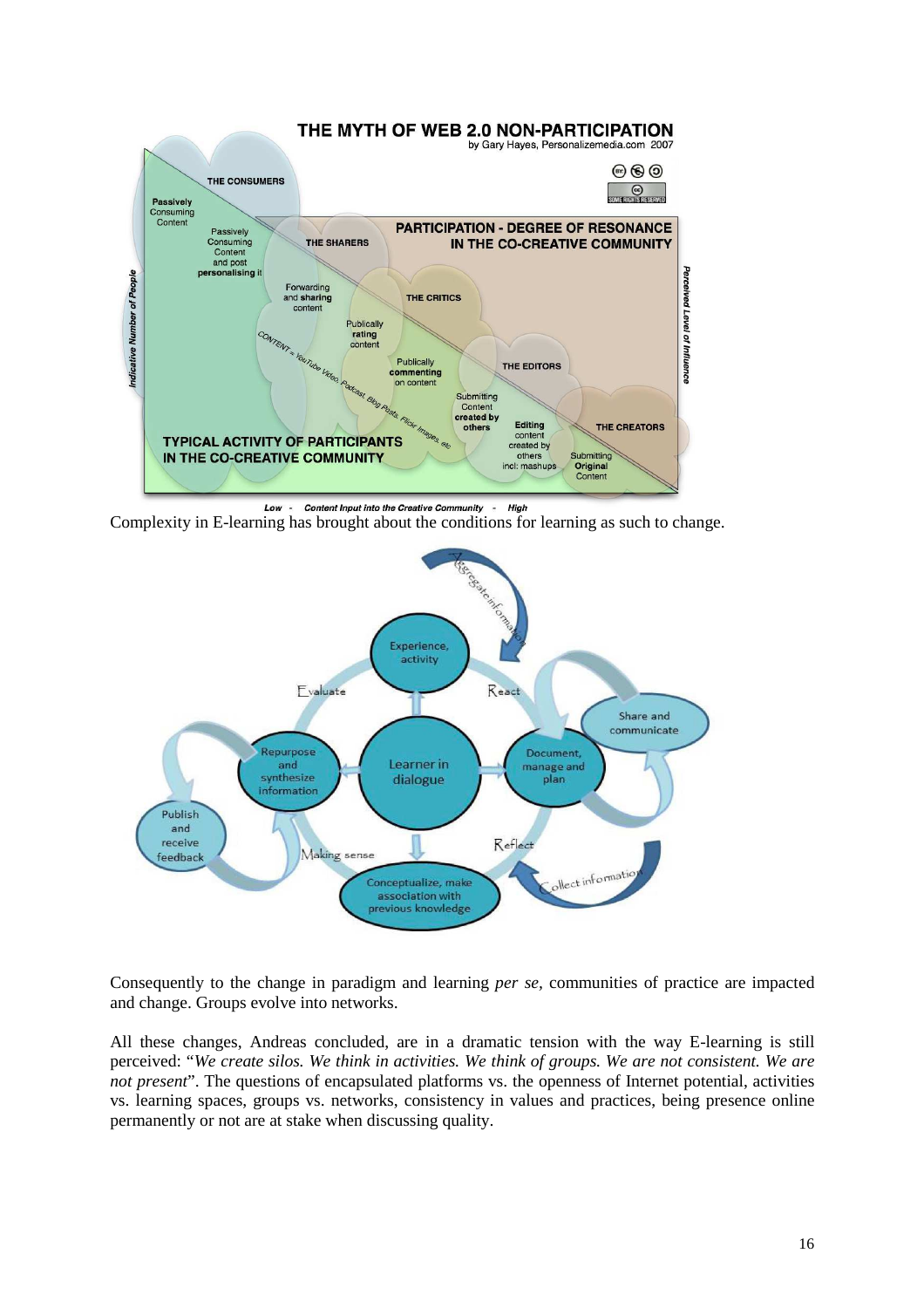Complexity in E-learning has brought about the conditions for learning as such to change.

Consequently to the change in paradigm and learning *per se*, communities of practice are impacted and change. Groups evolve into networks.

All these changes, Andreas concluded, are in a dramatic tension with the way E-learning is still perceived: "*We create silos. We think in activities. We think of groups. We are not consistent. We are not present*". The questions of encapsulated platforms vs. the openness of Internet potential, activities vs. learning spaces, groups vs. networks, consistency in values and practices, being presence online permanently or not are at stake when discussing quality.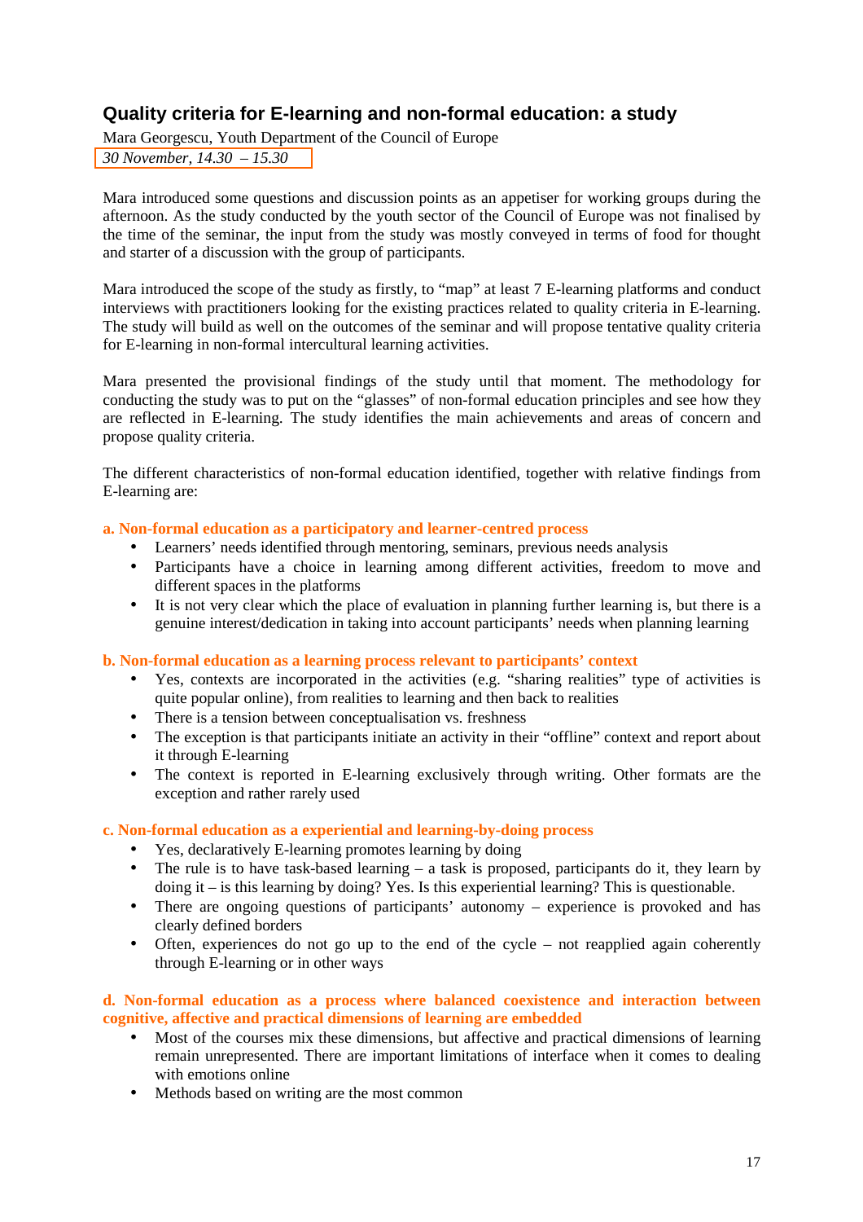## Quality criteria for E-learning and non-formal education: a study

Mara Georgescu, Youth Department of the Council of Europe

*30 November, 14.30 – 15.30*

Mara introduced some questions and discussion points as an appetiser for working groups during the afternoon. As the study conducted by the youth sector of the Council of Europe was not finalised by the time of the seminar, the input from the study was mostly conveyed in terms of food for thought and starter of a discussion with the group of participants.

Mara introduced the scope of the study as firstly, to "map" at least 7 E-learning platforms and conduct interviews with practitioners looking for the existing practices related to quality criteria in E-learning. The study will build as well on the outcomes of the seminar and will propose tentative quality criteria for E-learning in non-formal intercultural learning activities.

Mara presented the provisional findings of the study until that moment. The methodology for conducting the study was to put on the "glasses" of non-formal education principles and see how they are reflected in E-learning. The study identifies the main achievements and areas of concern and propose quality criteria.

The different characteristics of non-formal education identified, together with relative findings from E-learning are:

**a. Non-formal education as a participatory and learner-centred process**

- Learners' needs identified through mentoring, seminars, previous needs analysis
- Participants have a choice in learning among different activities, freedom to move and different spaces in the platforms
- It is not very clear which the place of evaluation in planning further learning is, but there is a genuine interest/dedication in taking into account participants' needs when planning learning

**b. Non-formal education as a learning process relevant to participants' context**

- Yes, contexts are incorporated in the activities (e.g. "sharing realities" type of activities is quite popular online), from realities to learning and then back to realities
- There is a tension between conceptualisation vs. freshness
- The exception is that participants initiate an activity in their "offline" context and report about it through E-learning
- The context is reported in E-learning exclusively through writing. Other formats are the exception and rather rarely used

**c. Non-formal education as a experiential and learning-by-doing process**

- Yes, declaratively E-learning promotes learning by doing
- The rule is to have task-based learning – a task is proposed, participants do it, they learn by doing it – is this learning by doing? Yes. Is this experiential learning? This is questionable.
- There are ongoing questions of participants' autonomy – experience is provoked and has clearly defined borders
- Often, experiences do not go up to the end of the cycle – not reapplied again coherently through E-learning or in other ways

**d. Non-formal education as a process where balanced coexistence and interaction between cognitive, affective and practical dimensions of learning are embedded**

- Most of the courses mix these dimensions, but affective and practical dimensions of learning remain unrepresented. There are important limitations of interface when it comes to dealing with emotions online
- Methods based on writing are the most common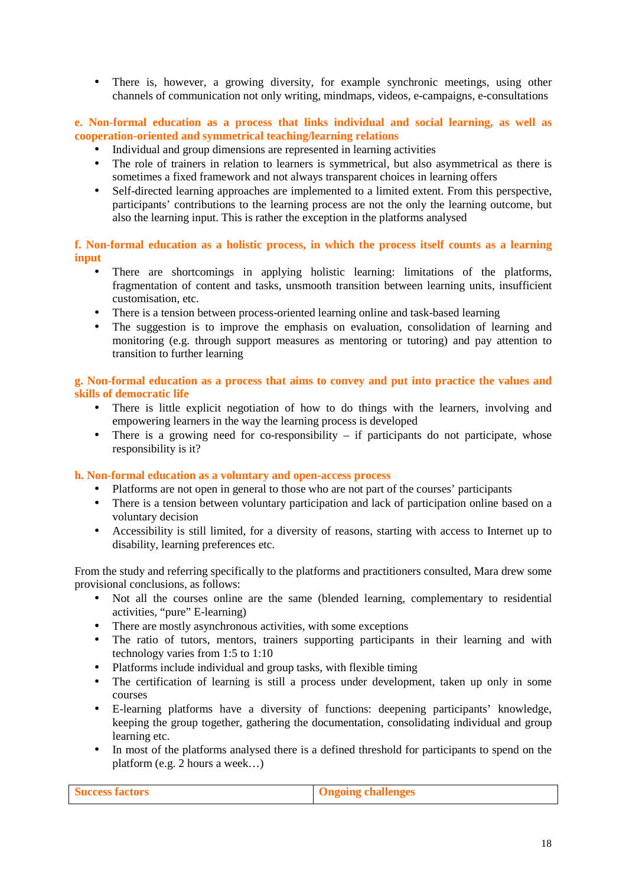- There is, however, a growing diversity, for example synchronic meetings, using other channels of communication not only writing, mindmaps, videos, e-campaigns, e-consultations

**e. Non-formal education as a process that links individual and social learning, as well as cooperation-oriented and symmetrical teaching/learning relations**

- Individual and group dimensions are represented in learning activities
- The role of trainers in relation to learners is symmetrical, but also asymmetrical as there is sometimes a fixed framework and not always transparent choices in learning offers
- Self-directed learning approaches are implemented to a limited extent. From this perspective, participants' contributions to the learning process are not the only the learning outcome, but also the learning input. This is rather the exception in the platforms analysed

**f. Non-formal education as a holistic process, in which the process itself counts as a learning input**

- There are shortcomings in applying holistic learning: limitations of the platforms, fragmentation of content and tasks, unsmooth transition between learning units, insufficient customisation, etc.
- There is a tension between process-oriented learning online and task-based learning
- The suggestion is to improve the emphasis on evaluation, consolidation of learning and monitoring (e.g. through support measures as mentoring or tutoring) and pay attention to transition to further learning

**g. Non-formal education as a process that aims to convey and put into practice the values and skills of democratic life**

- There is little explicit negotiation of how to do things with the learners, involving and empowering learners in the way the learning process is developed
- There is a growing need for co-responsibility – if participants do not participate, whose responsibility is it?

**h. Non-formal education as a voluntary and open-access process**

- Platforms are not open in general to those who are not part of the courses' participants
- There is a tension between voluntary participation and lack of participation online based on a voluntary decision
- Accessibility is still limited, for a diversity of reasons, starting with access to Internet up to disability, learning preferences etc.

From the study and referring specifically to the platforms and practitioners consulted, Mara drew some provisional conclusions, as follows:

- Not all the courses online are the same (blended learning, complementary to residential activities, "pure" E-learning)
- There are mostly asynchronous activities, with some exceptions
- The ratio of tutors, mentors, trainers supporting participants in their learning and with technology varies from 1:5 to 1:10
- Platforms include individual and group tasks, with flexible timing
- The certification of learning is still a process under development, taken up only in some courses
- E-learning platforms have a diversity of functions: deepening participants' knowledge, keeping the group together, gathering the documentation, consolidating individual and group learning etc.
- In most of the platforms analysed there is a defined threshold for participants to spend on the platform (e.g. 2 hours a week…)

| Success factors | Ongoing challenges |
| --- | --- |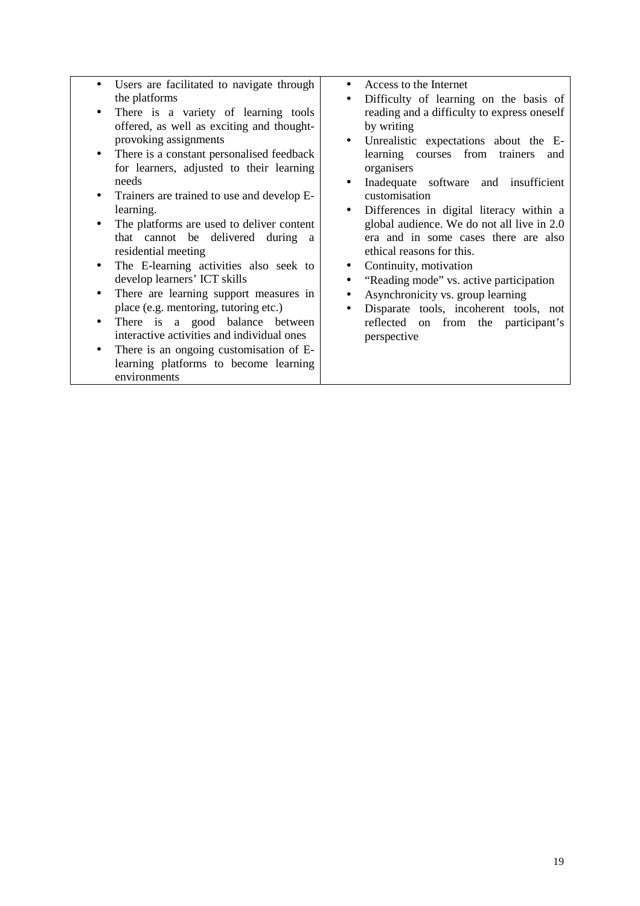| | |
|---|---|
| • Users are facilitated to navigate through the platforms<br>• There is a variety of learning tools offered, as well as exciting and thought-provoking assignments<br>• There is a constant personalised feedback for learners, adjusted to their learning needs<br>• Trainers are trained to use and develop E-learning.<br>• The platforms are used to deliver content that cannot be delivered during a residential meeting<br>• The E-learning activities also seek to develop learners' ICT skills<br>• There are learning support measures in place (e.g. mentoring, tutoring etc.)<br>• There is a good balance between interactive activities and individual ones<br>• There is an ongoing customisation of E-learning platforms to become learning environments | • Access to the Internet<br>• Difficulty of learning on the basis of reading and a difficulty to express oneself by writing<br>• Unrealistic expectations about the E-learning courses from trainers and organisers<br>• Inadequate software and insufficient customisation<br>• Differences in digital literacy within a global audience. We do not all live in 2.0 era and in some cases there are also ethical reasons for this.<br>• Continuity, motivation<br>• "Reading mode" vs. active participation<br>• Asynchronicity vs. group learning<br>• Disparate tools, incoherent tools, not reflected on from the participant's perspective |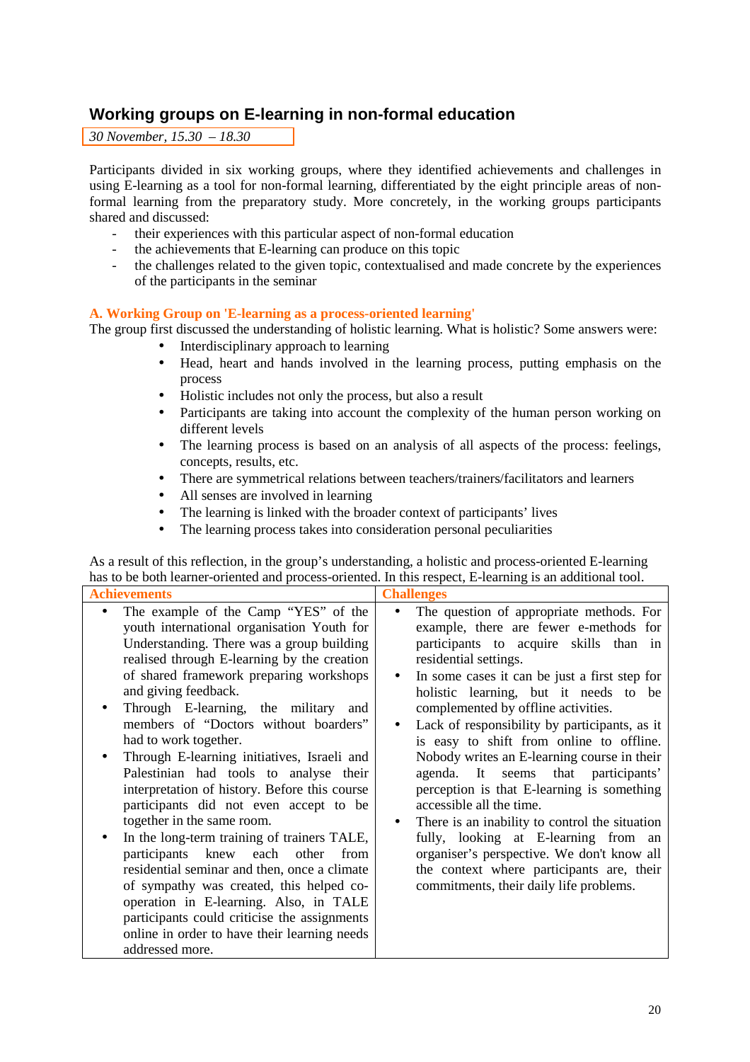## Working groups on E-learning in non-formal education

*30 November, 15.30 – 18.30*

Participants divided in six working groups, where they identified achievements and challenges in using E-learning as a tool for non-formal learning, differentiated by the eight principle areas of non-formal learning from the preparatory study. More concretely, in the working groups participants shared and discussed:

- their experiences with this particular aspect of non-formal education
- the achievements that E-learning can produce on this topic
- the challenges related to the given topic, contextualised and made concrete by the experiences of the participants in the seminar

### A. Working Group on 'E-learning as a process-oriented learning'

The group first discussed the understanding of holistic learning. What is holistic? Some answers were:

- Interdisciplinary approach to learning
- Head, heart and hands involved in the learning process, putting emphasis on the process
- Holistic includes not only the process, but also a result
- Participants are taking into account the complexity of the human person working on different levels
- The learning process is based on an analysis of all aspects of the process: feelings, concepts, results, etc.
- There are symmetrical relations between teachers/trainers/facilitators and learners
- All senses are involved in learning
- The learning is linked with the broader context of participants' lives
- The learning process takes into consideration personal peculiarities

As a result of this reflection, in the group's understanding, a holistic and process-oriented E-learning has to be both learner-oriented and process-oriented. In this respect, E-learning is an additional tool.

| Achievements | Challenges |
|---|---|
| • The example of the Camp "YES" of the youth international organisation Youth for Understanding. There was a group building realised through E-learning by the creation of shared framework preparing workshops and giving feedback.<br>• Through E-learning, the military and members of "Doctors without boarders" had to work together.<br>• Through E-learning initiatives, Israeli and Palestinian had tools to analyse their interpretation of history. Before this course participants did not even accept to be together in the same room.<br>• In the long-term training of trainers TALE, participants knew each other from residential seminar and then, once a climate of sympathy was created, this helped co-operation in E-learning. Also, in TALE participants could criticise the assignments online in order to have their learning needs addressed more. | • The question of appropriate methods. For example, there are fewer e-methods for participants to acquire skills than in residential settings.<br>• In some cases it can be just a first step for holistic learning, but it needs to be complemented by offline activities.<br>• Lack of responsibility by participants, as it is easy to shift from online to offline. Nobody writes an E-learning course in their agenda. It seems that participants' perception is that E-learning is something accessible all the time.<br>• There is an inability to control the situation fully, looking at E-learning from an organiser's perspective. We don't know all the context where participants are, their commitments, their daily life problems. |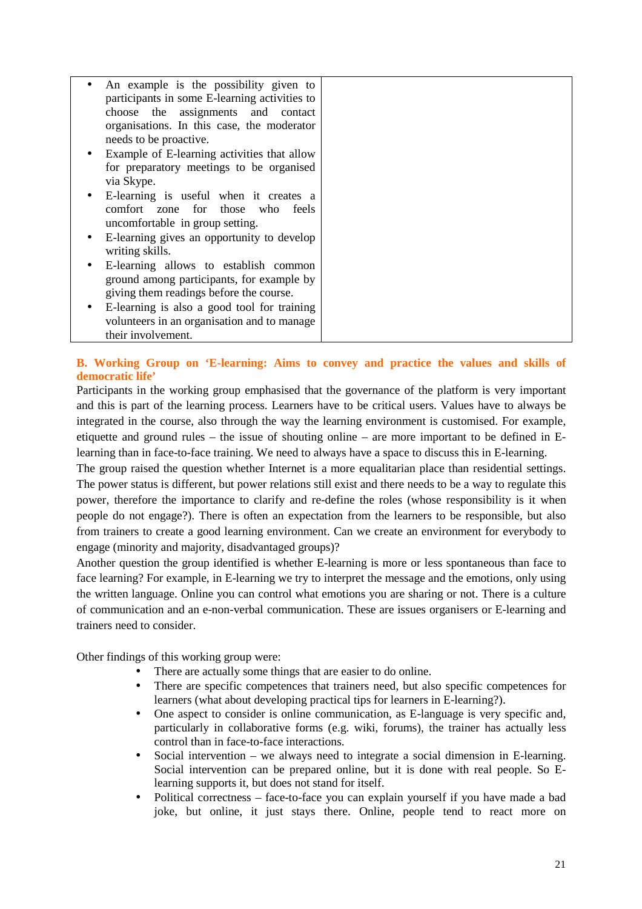| | |
|---|---|
| • An example is the possibility given to participants in some E-learning activities to choose the assignments and contact organisations. In this case, the moderator needs to be proactive.<br>• Example of E-learning activities that allow for preparatory meetings to be organised via Skype.<br>• E-learning is useful when it creates a comfort zone for those who feels uncomfortable in group setting.<br>• E-learning gives an opportunity to develop writing skills.<br>• E-learning allows to establish common ground among participants, for example by giving them readings before the course.<br>• E-learning is also a good tool for training volunteers in an organisation and to manage their involvement. | |

### B. Working Group on 'E-learning: Aims to convey and practice the values and skills of democratic life'

Participants in the working group emphasised that the governance of the platform is very important and this is part of the learning process. Learners have to be critical users. Values have to always be integrated in the course, also through the way the learning environment is customised. For example, etiquette and ground rules – the issue of shouting online – are more important to be defined in E-learning than in face-to-face training. We need to always have a space to discuss this in E-learning.

The group raised the question whether Internet is a more equalitarian place than residential settings. The power status is different, but power relations still exist and there needs to be a way to regulate this power, therefore the importance to clarify and re-define the roles (whose responsibility is it when people do not engage?). There is often an expectation from the learners to be responsible, but also from trainers to create a good learning environment. Can we create an environment for everybody to engage (minority and majority, disadvantaged groups)?

Another question the group identified is whether E-learning is more or less spontaneous than face to face learning? For example, in E-learning we try to interpret the message and the emotions, only using the written language. Online you can control what emotions you are sharing or not. There is a culture of communication and an e-non-verbal communication. These are issues organisers or E-learning and trainers need to consider.

Other findings of this working group were:

- There are actually some things that are easier to do online.
- There are specific competences that trainers need, but also specific competences for learners (what about developing practical tips for learners in E-learning?).
- One aspect to consider is online communication, as E-language is very specific and, particularly in collaborative forms (e.g. wiki, forums), the trainer has actually less control than in face-to-face interactions.
- Social intervention – we always need to integrate a social dimension in E-learning. Social intervention can be prepared online, but it is done with real people. So E-learning supports it, but does not stand for itself.
- Political correctness – face-to-face you can explain yourself if you have made a bad joke, but online, it just stays there. Online, people tend to react more on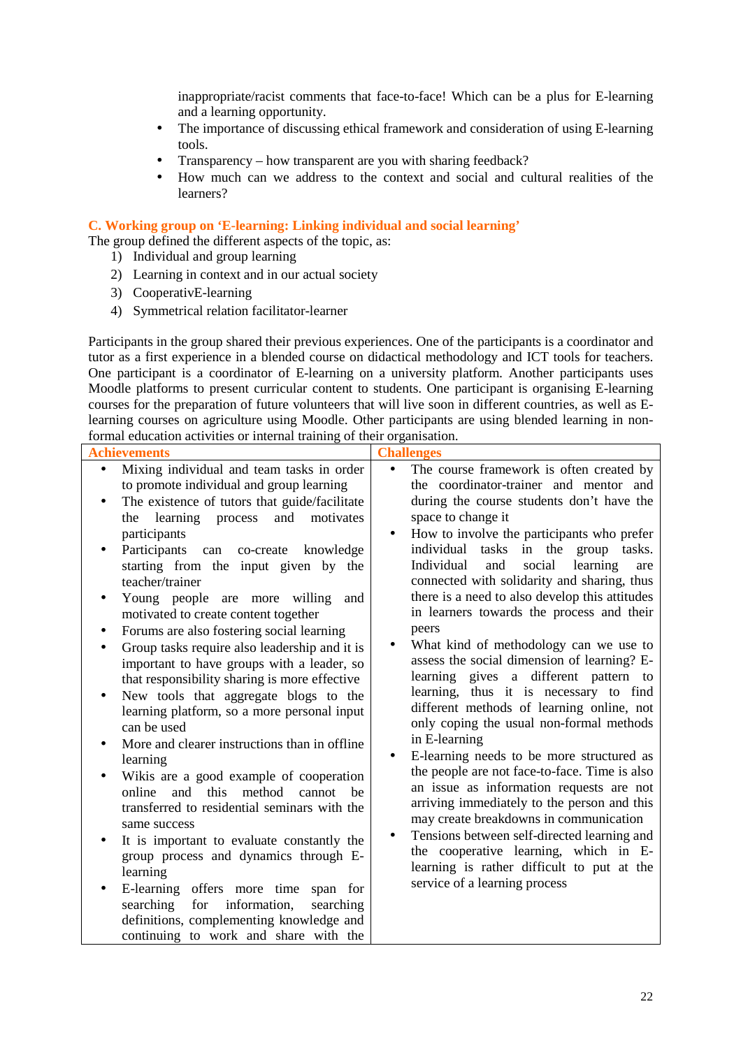inappropriate/racist comments that face-to-face! Which can be a plus for E-learning and a learning opportunity.

- The importance of discussing ethical framework and consideration of using E-learning tools.
- Transparency – how transparent are you with sharing feedback?
- How much can we address to the context and social and cultural realities of the learners?

### C. Working group on 'E-learning: Linking individual and social learning'

The group defined the different aspects of the topic, as:

1) Individual and group learning
2) Learning in context and in our actual society
3) CooperativE-learning
4) Symmetrical relation facilitator-learner

Participants in the group shared their previous experiences. One of the participants is a coordinator and tutor as a first experience in a blended course on didactical methodology and ICT tools for teachers. One participant is a coordinator of E-learning on a university platform. Another participants uses Moodle platforms to present curricular content to students. One participant is organising E-learning courses for the preparation of future volunteers that will live soon in different countries, as well as E-learning courses on agriculture using Moodle. Other participants are using blended learning in non-formal education activities or internal training of their organisation.

| Achievements | Challenges |
|---|---|
| • Mixing individual and team tasks in order to promote individual and group learning<br>• The existence of tutors that guide/facilitate the learning process and motivates participants<br>• Participants can co-create knowledge starting from the input given by the teacher/trainer<br>• Young people are more willing and motivated to create content together<br>• Forums are also fostering social learning<br>• Group tasks require also leadership and it is important to have groups with a leader, so that responsibility sharing is more effective<br>• New tools that aggregate blogs to the learning platform, so a more personal input can be used<br>• More and clearer instructions than in offline learning<br>• Wikis are a good example of cooperation online and this method cannot be transferred to residential seminars with the same success<br>• It is important to evaluate constantly the group process and dynamics through E-learning<br>• E-learning offers more time span for searching for information, searching definitions, complementing knowledge and continuing to work and share with the | • The course framework is often created by the coordinator-trainer and mentor and during the course students don't have the space to change it<br>• How to involve the participants who prefer individual tasks in the group tasks. Individual and social learning are connected with solidarity and sharing, thus there is a need to also develop this attitudes in learners towards the process and their peers<br>• What kind of methodology can we use to assess the social dimension of learning? E-learning gives a different pattern to learning, thus it is necessary to find different methods of learning online, not only coping the usual non-formal methods in E-learning<br>• E-learning needs to be more structured as the people are not face-to-face. Time is also an issue as information requests are not arriving immediately to the person and this may create breakdowns in communication<br>• Tensions between self-directed learning and the cooperative learning, which in E-learning is rather difficult to put at the service of a learning process |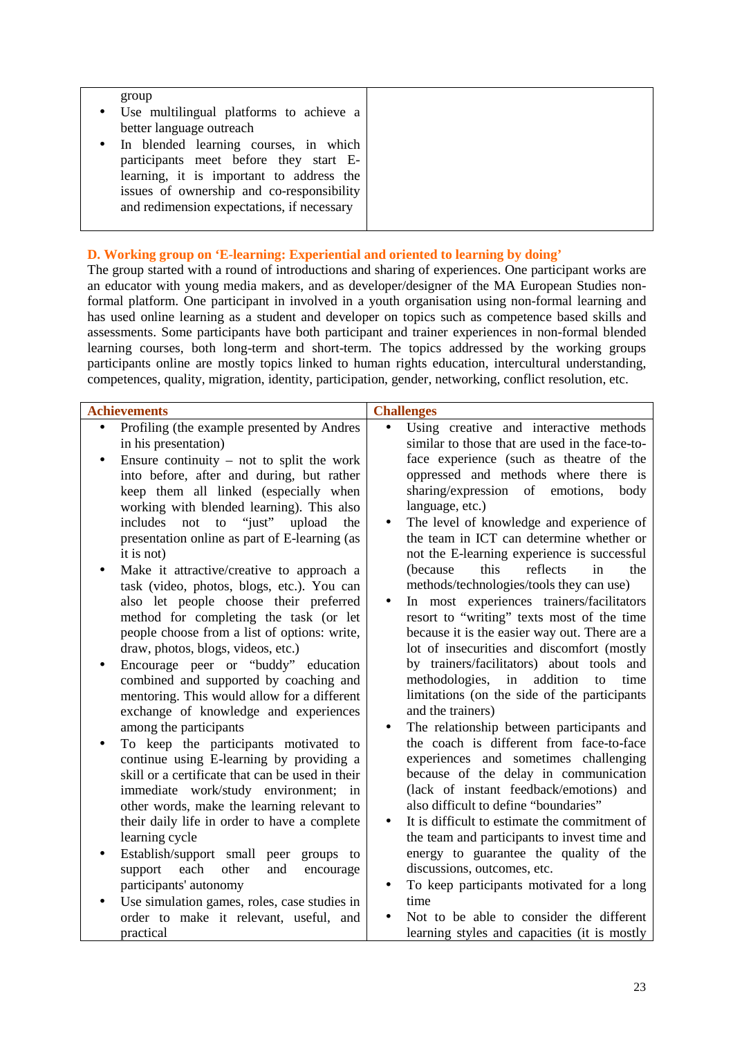| | |
|---|---|
| group<br>• Use multilingual platforms to achieve a better language outreach<br>• In blended learning courses, in which participants meet before they start E-learning, it is important to address the issues of ownership and co-responsibility and redimension expectations, if necessary | |

### D. Working group on 'E-learning: Experiential and oriented to learning by doing'

The group started with a round of introductions and sharing of experiences. One participant works are an educator with young media makers, and as developer/designer of the MA European Studies non-formal platform. One participant in involved in a youth organisation using non-formal learning and has used online learning as a student and developer on topics such as competence based skills and assessments. Some participants have both participant and trainer experiences in non-formal blended learning courses, both long-term and short-term. The topics addressed by the working groups participants online are mostly topics linked to human rights education, intercultural understanding, competences, quality, migration, identity, participation, gender, networking, conflict resolution, etc.

| Achievements | Challenges |
|---|---|
| • Profiling (the example presented by Andres in his presentation)<br>• Ensure continuity – not to split the work into before, after and during, but rather keep them all linked (especially when working with blended learning). This also includes not to "just" upload the presentation online as part of E-learning (as it is not)<br>• Make it attractive/creative to approach a task (video, photos, blogs, etc.). You can also let people choose their preferred method for completing the task (or let people choose from a list of options: write, draw, photos, blogs, videos, etc.)<br>• Encourage peer or "buddy" education combined and supported by coaching and mentoring. This would allow for a different exchange of knowledge and experiences among the participants<br>• To keep the participants motivated to continue using E-learning by providing a skill or a certificate that can be used in their immediate work/study environment; in other words, make the learning relevant to their daily life in order to have a complete learning cycle<br>• Establish/support small peer groups to support each other and encourage participants' autonomy<br>• Use simulation games, roles, case studies in order to make it relevant, useful, and practical | • Using creative and interactive methods similar to those that are used in the face-to-face experience (such as theatre of the oppressed and methods where there is sharing/expression of emotions, body language, etc.)<br>• The level of knowledge and experience of the team in ICT can determine whether or not the E-learning experience is successful (because this reflects in the methods/technologies/tools they can use)<br>• In most experiences trainers/facilitators resort to "writing" texts most of the time because it is the easier way out. There are a lot of insecurities and discomfort (mostly by trainers/facilitators) about tools and methodologies, in addition to time limitations (on the side of the participants and the trainers)<br>• The relationship between participants and the coach is different from face-to-face experiences and sometimes challenging because of the delay in communication (lack of instant feedback/emotions) and also difficult to define "boundaries"<br>• It is difficult to estimate the commitment of the team and participants to invest time and energy to guarantee the quality of the discussions, outcomes, etc.<br>• To keep participants motivated for a long time<br>• Not to be able to consider the different learning styles and capacities (it is mostly |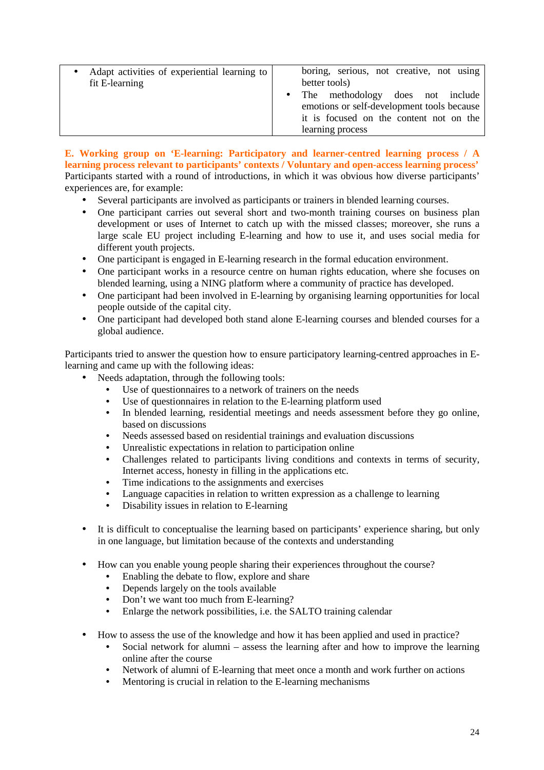| | |
|---|---|
| • Adapt activities of experiential learning to fit E-learning | boring, serious, not creative, not using better tools)<br>• The methodology does not include emotions or self-development tools because it is focused on the content not on the learning process |

**E. Working group on 'E-learning: Participatory and learner-centred learning process / A learning process relevant to participants' contexts / Voluntary and open-access learning process'**

Participants started with a round of introductions, in which it was obvious how diverse participants' experiences are, for example:

- Several participants are involved as participants or trainers in blended learning courses.
- One participant carries out several short and two-month training courses on business plan development or uses of Internet to catch up with the missed classes; moreover, she runs a large scale EU project including E-learning and how to use it, and uses social media for different youth projects.
- One participant is engaged in E-learning research in the formal education environment.
- One participant works in a resource centre on human rights education, where she focuses on blended learning, using a NING platform where a community of practice has developed.
- One participant had been involved in E-learning by organising learning opportunities for local people outside of the capital city.
- One participant had developed both stand alone E-learning courses and blended courses for a global audience.

Participants tried to answer the question how to ensure participatory learning-centred approaches in E-learning and came up with the following ideas:

- Needs adaptation, through the following tools:
  - Use of questionnaires to a network of trainers on the needs
  - Use of questionnaires in relation to the E-learning platform used
  - In blended learning, residential meetings and needs assessment before they go online, based on discussions
  - Needs assessed based on residential trainings and evaluation discussions
  - Unrealistic expectations in relation to participation online
  - Challenges related to participants living conditions and contexts in terms of security, Internet access, honesty in filling in the applications etc.
  - Time indications to the assignments and exercises
  - Language capacities in relation to written expression as a challenge to learning
  - Disability issues in relation to E-learning

- It is difficult to conceptualise the learning based on participants' experience sharing, but only in one language, but limitation because of the contexts and understanding

- How can you enable young people sharing their experiences throughout the course?
  - Enabling the debate to flow, explore and share
  - Depends largely on the tools available
  - Don't we want too much from E-learning?
  - Enlarge the network possibilities, i.e. the SALTO training calendar

- How to assess the use of the knowledge and how it has been applied and used in practice?
  - Social network for alumni – assess the learning after and how to improve the learning online after the course
  - Network of alumni of E-learning that meet once a month and work further on actions
  - Mentoring is crucial in relation to the E-learning mechanisms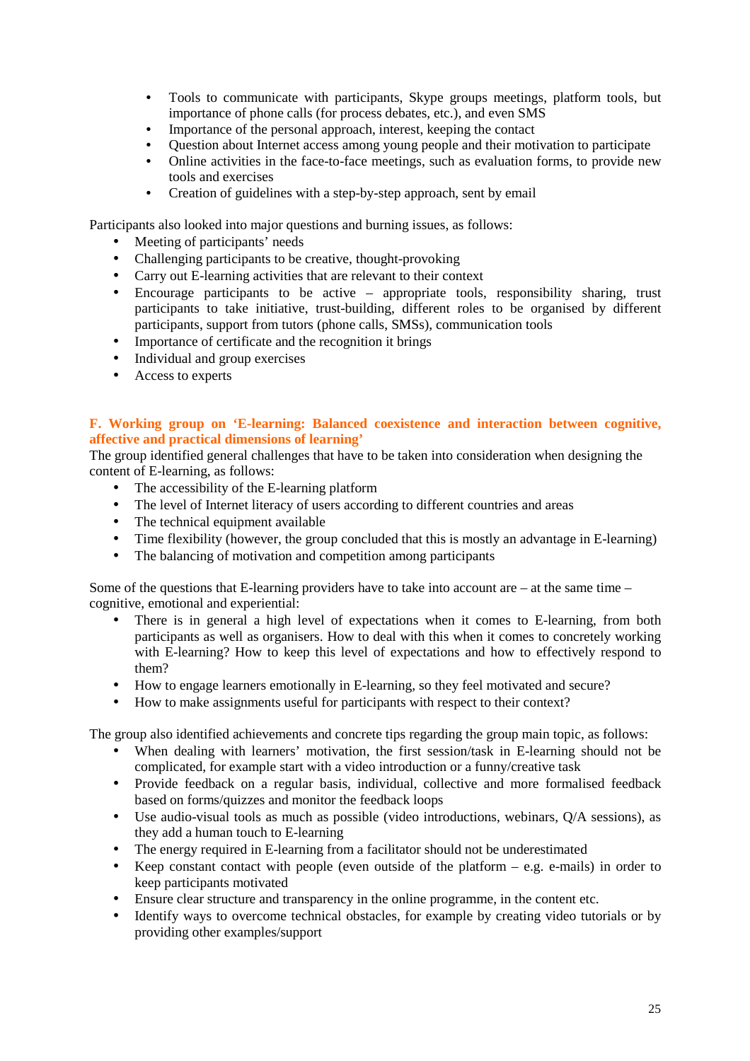- Tools to communicate with participants, Skype groups meetings, platform tools, but importance of phone calls (for process debates, etc.), and even SMS
- Importance of the personal approach, interest, keeping the contact
- Question about Internet access among young people and their motivation to participate
- Online activities in the face-to-face meetings, such as evaluation forms, to provide new tools and exercises
- Creation of guidelines with a step-by-step approach, sent by email

Participants also looked into major questions and burning issues, as follows:

- Meeting of participants' needs
- Challenging participants to be creative, thought-provoking
- Carry out E-learning activities that are relevant to their context
- Encourage participants to be active – appropriate tools, responsibility sharing, trust participants to take initiative, trust-building, different roles to be organised by different participants, support from tutors (phone calls, SMSs), communication tools
- Importance of certificate and the recognition it brings
- Individual and group exercises
- Access to experts

### F. Working group on 'E-learning: Balanced coexistence and interaction between cognitive, affective and practical dimensions of learning'

The group identified general challenges that have to be taken into consideration when designing the content of E-learning, as follows:

- The accessibility of the E-learning platform
- The level of Internet literacy of users according to different countries and areas
- The technical equipment available
- Time flexibility (however, the group concluded that this is mostly an advantage in E-learning)
- The balancing of motivation and competition among participants

Some of the questions that E-learning providers have to take into account are – at the same time – cognitive, emotional and experiential:

- There is in general a high level of expectations when it comes to E-learning, from both participants as well as organisers. How to deal with this when it comes to concretely working with E-learning? How to keep this level of expectations and how to effectively respond to them?
- How to engage learners emotionally in E-learning, so they feel motivated and secure?
- How to make assignments useful for participants with respect to their context?

The group also identified achievements and concrete tips regarding the group main topic, as follows:

- When dealing with learners' motivation, the first session/task in E-learning should not be complicated, for example start with a video introduction or a funny/creative task
- Provide feedback on a regular basis, individual, collective and more formalised feedback based on forms/quizzes and monitor the feedback loops
- Use audio-visual tools as much as possible (video introductions, webinars, Q/A sessions), as they add a human touch to E-learning
- The energy required in E-learning from a facilitator should not be underestimated
- Keep constant contact with people (even outside of the platform – e.g. e-mails) in order to keep participants motivated
- Ensure clear structure and transparency in the online programme, in the content etc.
- Identify ways to overcome technical obstacles, for example by creating video tutorials or by providing other examples/support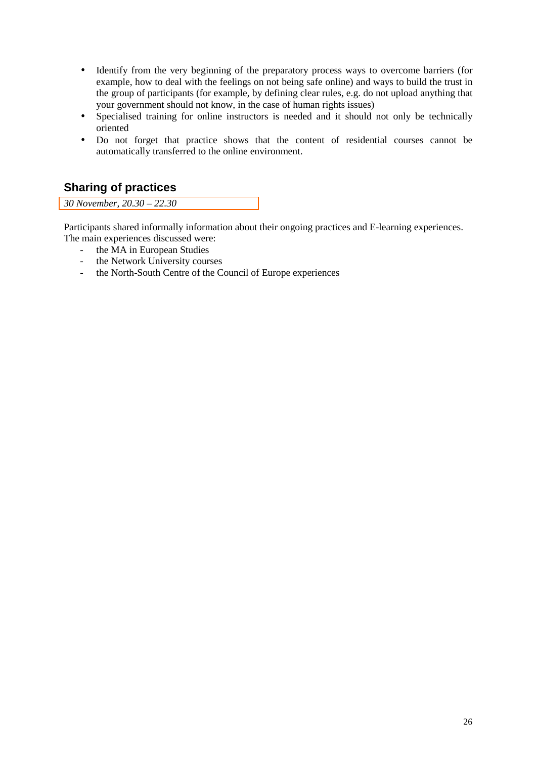- Identify from the very beginning of the preparatory process ways to overcome barriers (for example, how to deal with the feelings on not being safe online) and ways to build the trust in the group of participants (for example, by defining clear rules, e.g. do not upload anything that your government should not know, in the case of human rights issues)
- Specialised training for online instructors is needed and it should not only be technically oriented
- Do not forget that practice shows that the content of residential courses cannot be automatically transferred to the online environment.

## Sharing of practices

*30 November, 20.30 – 22.30*

Participants shared informally information about their ongoing practices and E-learning experiences. The main experiences discussed were:

- the MA in European Studies
- the Network University courses
- the North-South Centre of the Council of Europe experiences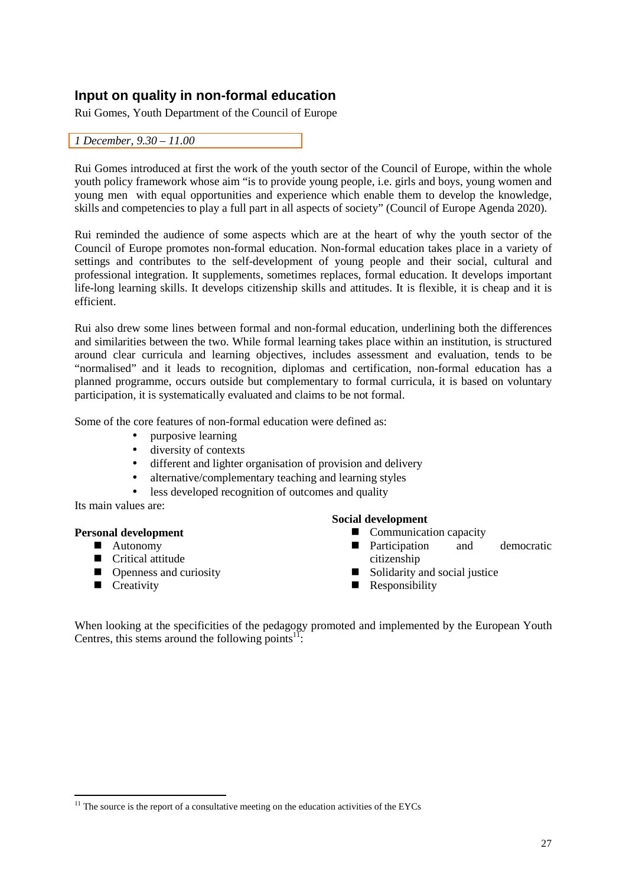## Input on quality in non-formal education

Rui Gomes, Youth Department of the Council of Europe

*1 December, 9.30 – 11.00*

Rui Gomes introduced at first the work of the youth sector of the Council of Europe, within the whole youth policy framework whose aim "is to provide young people, i.e. girls and boys, young women and young men with equal opportunities and experience which enable them to develop the knowledge, skills and competencies to play a full part in all aspects of society" (Council of Europe Agenda 2020).

Rui reminded the audience of some aspects which are at the heart of why the youth sector of the Council of Europe promotes non-formal education. Non-formal education takes place in a variety of settings and contributes to the self-development of young people and their social, cultural and professional integration. It supplements, sometimes replaces, formal education. It develops important life-long learning skills. It develops citizenship skills and attitudes. It is flexible, it is cheap and it is efficient.

Rui also drew some lines between formal and non-formal education, underlining both the differences and similarities between the two. While formal learning takes place within an institution, is structured around clear curricula and learning objectives, includes assessment and evaluation, tends to be "normalised" and it leads to recognition, diplomas and certification, non-formal education has a planned programme, occurs outside but complementary to formal curricula, it is based on voluntary participation, it is systematically evaluated and claims to be not formal.

Some of the core features of non-formal education were defined as:

- purposive learning
- diversity of contexts
- different and lighter organisation of provision and delivery
- alternative/complementary teaching and learning styles
- less developed recognition of outcomes and quality

Its main values are:

**Personal development**

- Autonomy
- Critical attitude
- Openness and curiosity
- Creativity

**Social development**

- Communication capacity
- Participation and democratic citizenship
- Solidarity and social justice
- Responsibility

When looking at the specificities of the pedagogy promoted and implemented by the European Youth Centres, this stems around the following points[11]:

[11] The source is the report of a consultative meeting on the education activities of the EYCs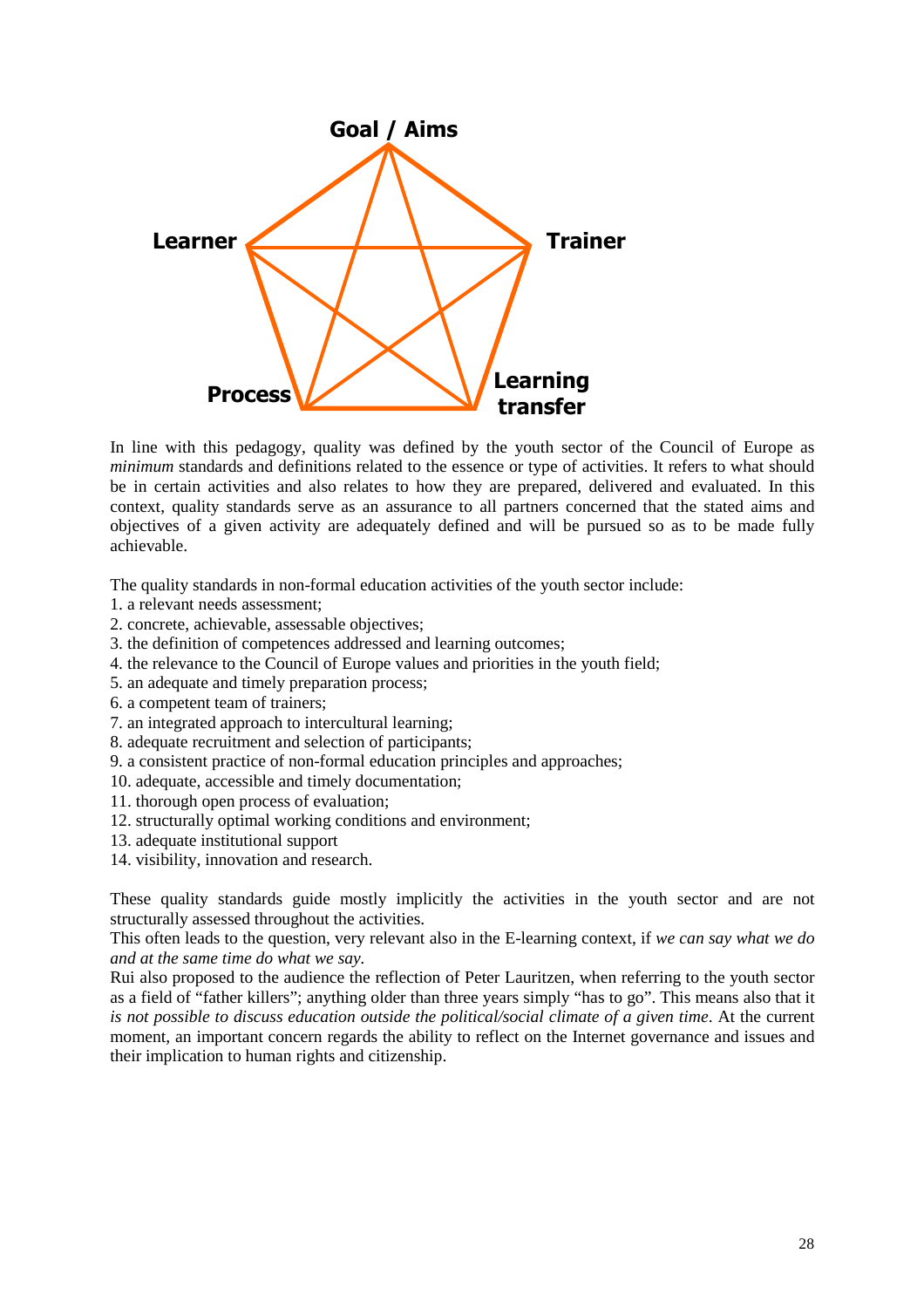Goal / Aims

Learner

Trainer

Process

Learning transfer

In line with this pedagogy, quality was defined by the youth sector of the Council of Europe as *minimum* standards and definitions related to the essence or type of activities. It refers to what should be in certain activities and also relates to how they are prepared, delivered and evaluated. In this context, quality standards serve as an assurance to all partners concerned that the stated aims and objectives of a given activity are adequately defined and will be pursued so as to be made fully achievable.

The quality standards in non-formal education activities of the youth sector include:

1. a relevant needs assessment;
2. concrete, achievable, assessable objectives;
3. the definition of competences addressed and learning outcomes;
4. the relevance to the Council of Europe values and priorities in the youth field;
5. an adequate and timely preparation process;
6. a competent team of trainers;
7. an integrated approach to intercultural learning;
8. adequate recruitment and selection of participants;
9. a consistent practice of non-formal education principles and approaches;
10. adequate, accessible and timely documentation;
11. thorough open process of evaluation;
12. structurally optimal working conditions and environment;
13. adequate institutional support
14. visibility, innovation and research.

These quality standards guide mostly implicitly the activities in the youth sector and are not structurally assessed throughout the activities.

This often leads to the question, very relevant also in the E-learning context, if *we can say what we do and at the same time do what we say.*

Rui also proposed to the audience the reflection of Peter Lauritzen, when referring to the youth sector as a field of "father killers"; anything older than three years simply "has to go". This means also that it *is not possible to discuss education outside the political/social climate of a given time*. At the current moment, an important concern regards the ability to reflect on the Internet governance and issues and their implication to human rights and citizenship.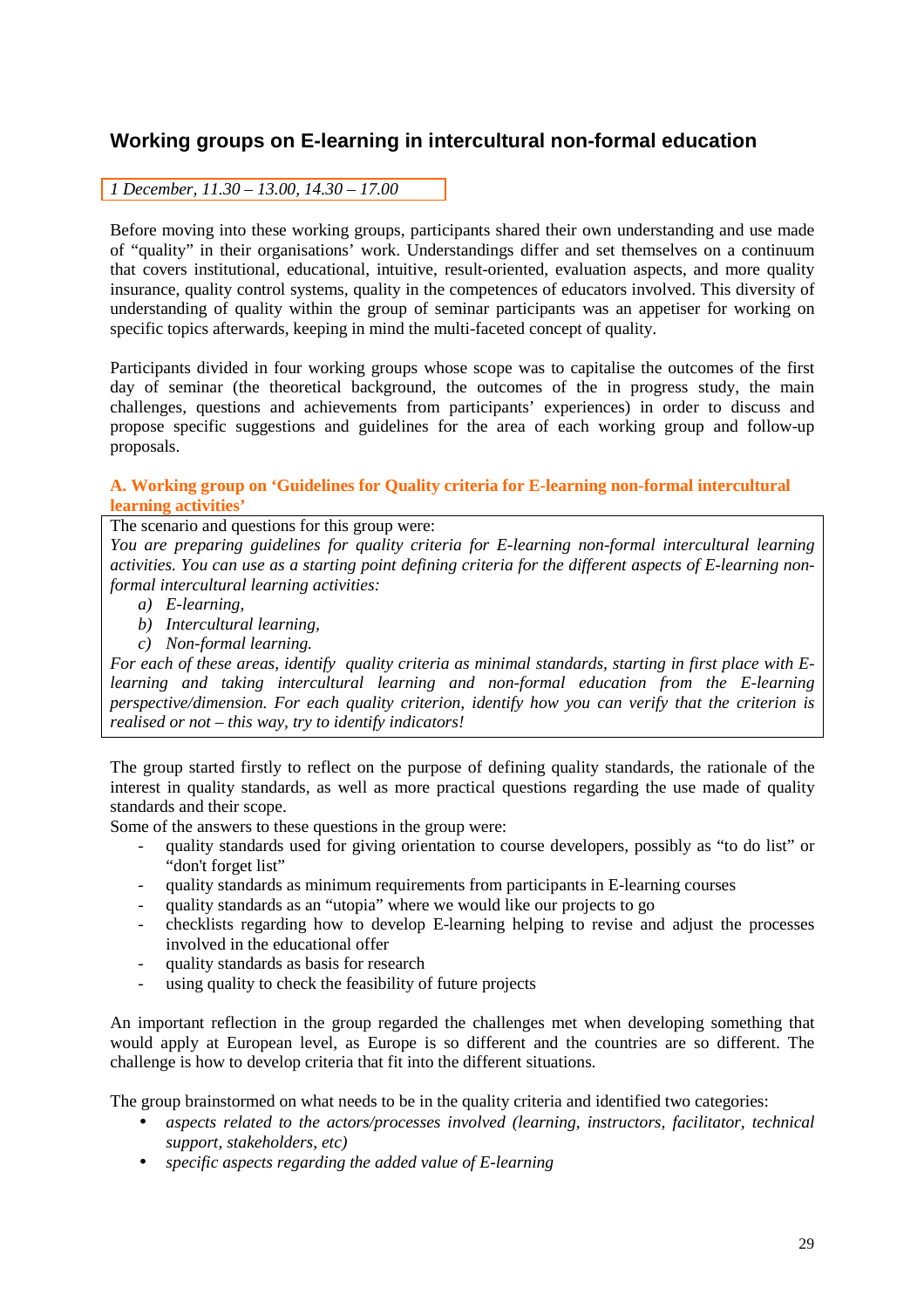## Working groups on E-learning in intercultural non-formal education

*1 December, 11.30 – 13.00, 14.30 – 17.00*

Before moving into these working groups, participants shared their own understanding and use made of "quality" in their organisations' work. Understandings differ and set themselves on a continuum that covers institutional, educational, intuitive, result-oriented, evaluation aspects, and more quality insurance, quality control systems, quality in the competences of educators involved. This diversity of understanding of quality within the group of seminar participants was an appetiser for working on specific topics afterwards, keeping in mind the multi-faceted concept of quality.

Participants divided in four working groups whose scope was to capitalise the outcomes of the first day of seminar (the theoretical background, the outcomes of the in progress study, the main challenges, questions and achievements from participants' experiences) in order to discuss and propose specific suggestions and guidelines for the area of each working group and follow-up proposals.

### A. Working group on 'Guidelines for Quality criteria for E-learning non-formal intercultural learning activities'

The scenario and questions for this group were:

*You are preparing guidelines for quality criteria for E-learning non-formal intercultural learning activities. You can use as a starting point defining criteria for the different aspects of E-learning non-formal intercultural learning activities:*

*a) E-learning,*
*b) Intercultural learning,*
*c) Non-formal learning.*

*For each of these areas, identify quality criteria as minimal standards, starting in first place with E-learning and taking intercultural learning and non-formal education from the E-learning perspective/dimension. For each quality criterion, identify how you can verify that the criterion is realised or not – this way, try to identify indicators!*

The group started firstly to reflect on the purpose of defining quality standards, the rationale of the interest in quality standards, as well as more practical questions regarding the use made of quality standards and their scope.

Some of the answers to these questions in the group were:

- quality standards used for giving orientation to course developers, possibly as "to do list" or "don't forget list"
- quality standards as minimum requirements from participants in E-learning courses
- quality standards as an "utopia" where we would like our projects to go
- checklists regarding how to develop E-learning helping to revise and adjust the processes involved in the educational offer
- quality standards as basis for research
- using quality to check the feasibility of future projects

An important reflection in the group regarded the challenges met when developing something that would apply at European level, as Europe is so different and the countries are so different. The challenge is how to develop criteria that fit into the different situations.

The group brainstormed on what needs to be in the quality criteria and identified two categories:

- *aspects related to the actors/processes involved (learning, instructors, facilitator, technical support, stakeholders, etc)*
- *specific aspects regarding the added value of E-learning*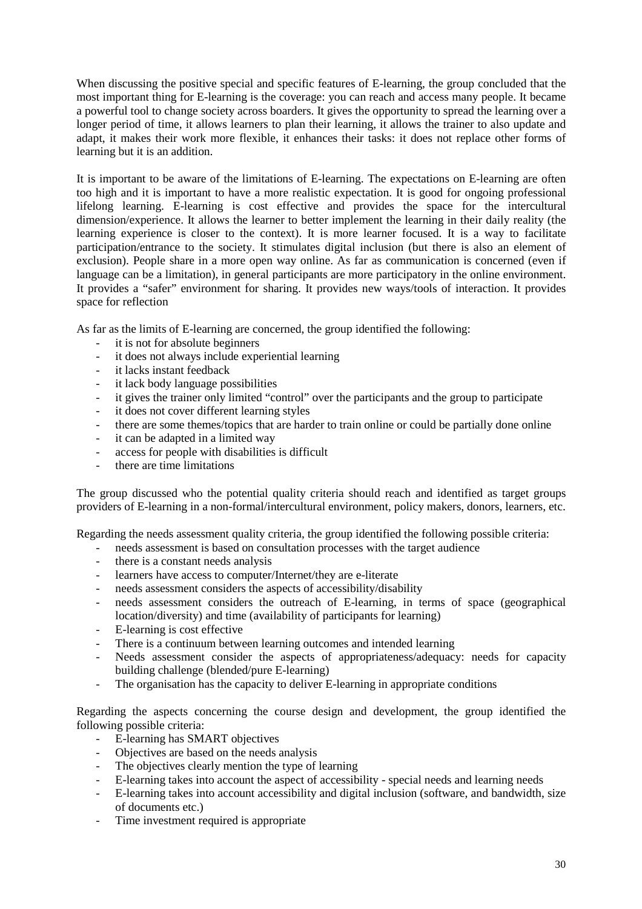When discussing the positive special and specific features of E-learning, the group concluded that the most important thing for E-learning is the coverage: you can reach and access many people. It became a powerful tool to change society across boarders. It gives the opportunity to spread the learning over a longer period of time, it allows learners to plan their learning, it allows the trainer to also update and adapt, it makes their work more flexible, it enhances their tasks: it does not replace other forms of learning but it is an addition.

It is important to be aware of the limitations of E-learning. The expectations on E-learning are often too high and it is important to have a more realistic expectation. It is good for ongoing professional lifelong learning. E-learning is cost effective and provides the space for the intercultural dimension/experience. It allows the learner to better implement the learning in their daily reality (the learning experience is closer to the context). It is more learner focused. It is a way to facilitate participation/entrance to the society. It stimulates digital inclusion (but there is also an element of exclusion). People share in a more open way online. As far as communication is concerned (even if language can be a limitation), in general participants are more participatory in the online environment. It provides a "safer" environment for sharing. It provides new ways/tools of interaction. It provides space for reflection

As far as the limits of E-learning are concerned, the group identified the following:

- it is not for absolute beginners
- it does not always include experiential learning
- it lacks instant feedback
- it lack body language possibilities
- it gives the trainer only limited "control" over the participants and the group to participate
- it does not cover different learning styles
- there are some themes/topics that are harder to train online or could be partially done online
- it can be adapted in a limited way
- access for people with disabilities is difficult
- there are time limitations

The group discussed who the potential quality criteria should reach and identified as target groups providers of E-learning in a non-formal/intercultural environment, policy makers, donors, learners, etc.

Regarding the needs assessment quality criteria, the group identified the following possible criteria:

- needs assessment is based on consultation processes with the target audience
- there is a constant needs analysis
- learners have access to computer/Internet/they are e-literate
- needs assessment considers the aspects of accessibility/disability
- needs assessment considers the outreach of E-learning, in terms of space (geographical location/diversity) and time (availability of participants for learning)
- E-learning is cost effective
- There is a continuum between learning outcomes and intended learning
- Needs assessment consider the aspects of appropriateness/adequacy: needs for capacity building challenge (blended/pure E-learning)
- The organisation has the capacity to deliver E-learning in appropriate conditions

Regarding the aspects concerning the course design and development, the group identified the following possible criteria:

- E-learning has SMART objectives
- Objectives are based on the needs analysis
- The objectives clearly mention the type of learning
- E-learning takes into account the aspect of accessibility - special needs and learning needs
- E-learning takes into account accessibility and digital inclusion (software, and bandwidth, size of documents etc.)
- Time investment required is appropriate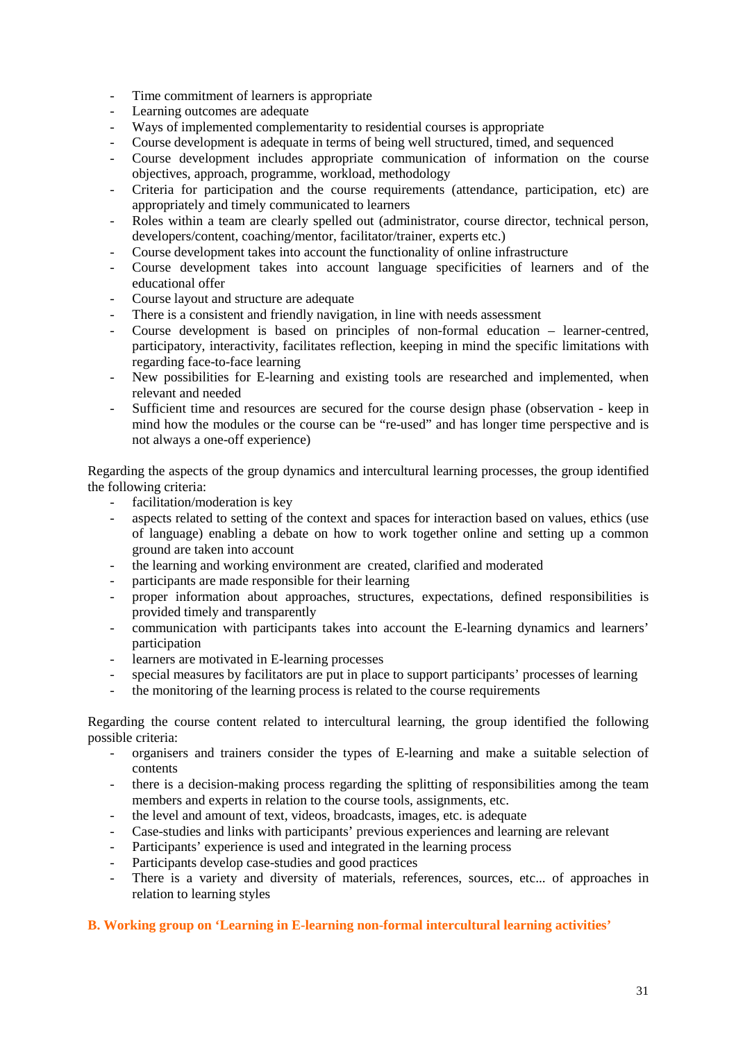- Time commitment of learners is appropriate
- Learning outcomes are adequate
- Ways of implemented complementarity to residential courses is appropriate
- Course development is adequate in terms of being well structured, timed, and sequenced
- Course development includes appropriate communication of information on the course objectives, approach, programme, workload, methodology
- Criteria for participation and the course requirements (attendance, participation, etc) are appropriately and timely communicated to learners
- Roles within a team are clearly spelled out (administrator, course director, technical person, developers/content, coaching/mentor, facilitator/trainer, experts etc.)
- Course development takes into account the functionality of online infrastructure
- Course development takes into account language specificities of learners and of the educational offer
- Course layout and structure are adequate
- There is a consistent and friendly navigation, in line with needs assessment
- Course development is based on principles of non-formal education – learner-centred, participatory, interactivity, facilitates reflection, keeping in mind the specific limitations with regarding face-to-face learning
- New possibilities for E-learning and existing tools are researched and implemented, when relevant and needed
- Sufficient time and resources are secured for the course design phase (observation - keep in mind how the modules or the course can be "re-used" and has longer time perspective and is not always a one-off experience)

Regarding the aspects of the group dynamics and intercultural learning processes, the group identified the following criteria:

- facilitation/moderation is key
- aspects related to setting of the context and spaces for interaction based on values, ethics (use of language) enabling a debate on how to work together online and setting up a common ground are taken into account
- the learning and working environment are created, clarified and moderated
- participants are made responsible for their learning
- proper information about approaches, structures, expectations, defined responsibilities is provided timely and transparently
- communication with participants takes into account the E-learning dynamics and learners' participation
- learners are motivated in E-learning processes
- special measures by facilitators are put in place to support participants' processes of learning
- the monitoring of the learning process is related to the course requirements

Regarding the course content related to intercultural learning, the group identified the following possible criteria:

- organisers and trainers consider the types of E-learning and make a suitable selection of contents
- there is a decision-making process regarding the splitting of responsibilities among the team members and experts in relation to the course tools, assignments, etc.
- the level and amount of text, videos, broadcasts, images, etc. is adequate
- Case-studies and links with participants' previous experiences and learning are relevant
- Participants' experience is used and integrated in the learning process
- Participants develop case-studies and good practices
- There is a variety and diversity of materials, references, sources, etc... of approaches in relation to learning styles

### B. Working group on 'Learning in E-learning non-formal intercultural learning activities'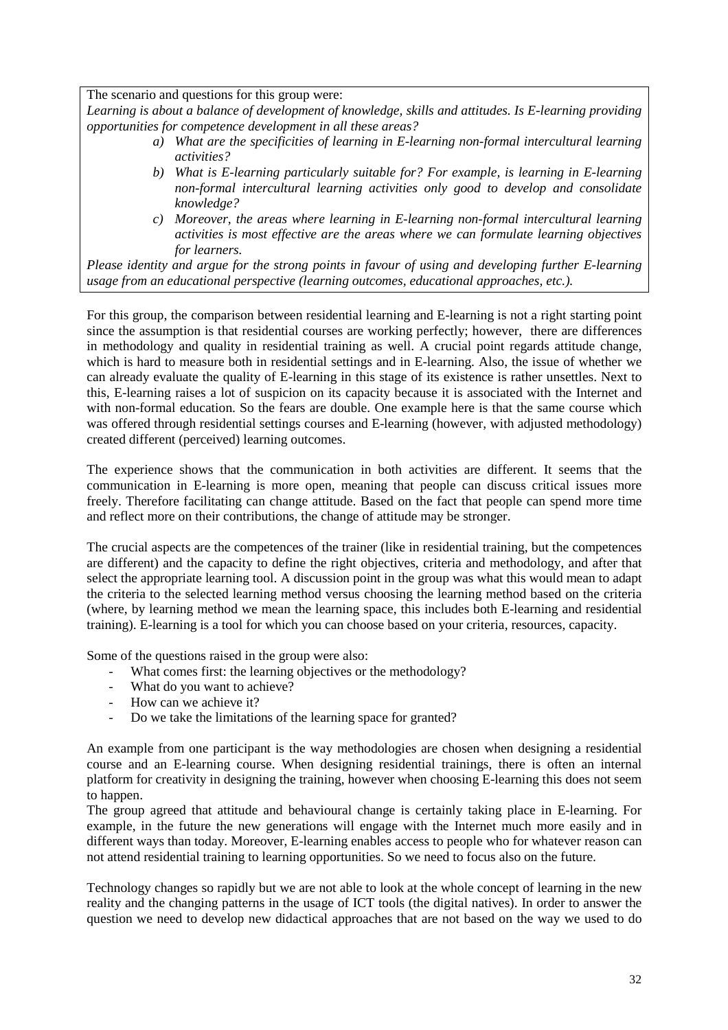The scenario and questions for this group were:

*Learning is about a balance of development of knowledge, skills and attitudes. Is E-learning providing opportunities for competence development in all these areas?*

- *a) What are the specificities of learning in E-learning non-formal intercultural learning activities?*
- *b) What is E-learning particularly suitable for? For example, is learning in E-learning non-formal intercultural learning activities only good to develop and consolidate knowledge?*
- *c) Moreover, the areas where learning in E-learning non-formal intercultural learning activities is most effective are the areas where we can formulate learning objectives for learners.*

*Please identity and argue for the strong points in favour of using and developing further E-learning usage from an educational perspective (learning outcomes, educational approaches, etc.).*

For this group, the comparison between residential learning and E-learning is not a right starting point since the assumption is that residential courses are working perfectly; however, there are differences in methodology and quality in residential training as well. A crucial point regards attitude change, which is hard to measure both in residential settings and in E-learning. Also, the issue of whether we can already evaluate the quality of E-learning in this stage of its existence is rather unsettles. Next to this, E-learning raises a lot of suspicion on its capacity because it is associated with the Internet and with non-formal education. So the fears are double. One example here is that the same course which was offered through residential settings courses and E-learning (however, with adjusted methodology) created different (perceived) learning outcomes.

The experience shows that the communication in both activities are different. It seems that the communication in E-learning is more open, meaning that people can discuss critical issues more freely. Therefore facilitating can change attitude. Based on the fact that people can spend more time and reflect more on their contributions, the change of attitude may be stronger.

The crucial aspects are the competences of the trainer (like in residential training, but the competences are different) and the capacity to define the right objectives, criteria and methodology, and after that select the appropriate learning tool. A discussion point in the group was what this would mean to adapt the criteria to the selected learning method versus choosing the learning method based on the criteria (where, by learning method we mean the learning space, this includes both E-learning and residential training). E-learning is a tool for which you can choose based on your criteria, resources, capacity.

Some of the questions raised in the group were also:

- What comes first: the learning objectives or the methodology?
- What do you want to achieve?
- How can we achieve it?
- Do we take the limitations of the learning space for granted?

An example from one participant is the way methodologies are chosen when designing a residential course and an E-learning course. When designing residential trainings, there is often an internal platform for creativity in designing the training, however when choosing E-learning this does not seem to happen.

The group agreed that attitude and behavioural change is certainly taking place in E-learning. For example, in the future the new generations will engage with the Internet much more easily and in different ways than today. Moreover, E-learning enables access to people who for whatever reason can not attend residential training to learning opportunities. So we need to focus also on the future.

Technology changes so rapidly but we are not able to look at the whole concept of learning in the new reality and the changing patterns in the usage of ICT tools (the digital natives). In order to answer the question we need to develop new didactical approaches that are not based on the way we used to do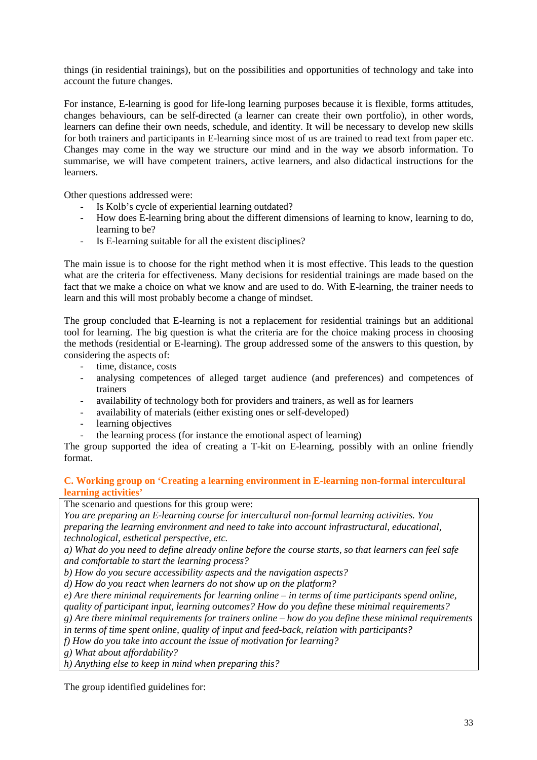things (in residential trainings), but on the possibilities and opportunities of technology and take into account the future changes.

For instance, E-learning is good for life-long learning purposes because it is flexible, forms attitudes, changes behaviours, can be self-directed (a learner can create their own portfolio), in other words, learners can define their own needs, schedule, and identity. It will be necessary to develop new skills for both trainers and participants in E-learning since most of us are trained to read text from paper etc. Changes may come in the way we structure our mind and in the way we absorb information. To summarise, we will have competent trainers, active learners, and also didactical instructions for the learners.

Other questions addressed were:

- Is Kolb's cycle of experiential learning outdated?
- How does E-learning bring about the different dimensions of learning to know, learning to do, learning to be?
- Is E-learning suitable for all the existent disciplines?

The main issue is to choose for the right method when it is most effective. This leads to the question what are the criteria for effectiveness. Many decisions for residential trainings are made based on the fact that we make a choice on what we know and are used to do. With E-learning, the trainer needs to learn and this will most probably become a change of mindset.

The group concluded that E-learning is not a replacement for residential trainings but an additional tool for learning. The big question is what the criteria are for the choice making process in choosing the methods (residential or E-learning). The group addressed some of the answers to this question, by considering the aspects of:

- time, distance, costs
- analysing competences of alleged target audience (and preferences) and competences of trainers
- availability of technology both for providers and trainers, as well as for learners
- availability of materials (either existing ones or self-developed)
- learning objectives
- the learning process (for instance the emotional aspect of learning)

The group supported the idea of creating a T-kit on E-learning, possibly with an online friendly format.

### C. Working group on 'Creating a learning environment in E-learning non-formal intercultural learning activities'

The scenario and questions for this group were:

*You are preparing an E-learning course for intercultural non-formal learning activities. You preparing the learning environment and need to take into account infrastructural, educational, technological, esthetical perspective, etc.*

*a) What do you need to define already online before the course starts, so that learners can feel safe and comfortable to start the learning process?*

*b) How do you secure accessibility aspects and the navigation aspects?*

*d) How do you react when learners do not show up on the platform?*

*e) Are there minimal requirements for learning online – in terms of time participants spend online, quality of participant input, learning outcomes? How do you define these minimal requirements?*

*g) Are there minimal requirements for trainers online – how do you define these minimal requirements in terms of time spent online, quality of input and feed-back, relation with participants?*

*f) How do you take into account the issue of motivation for learning?*

*g) What about affordability?*

*h) Anything else to keep in mind when preparing this?*

The group identified guidelines for: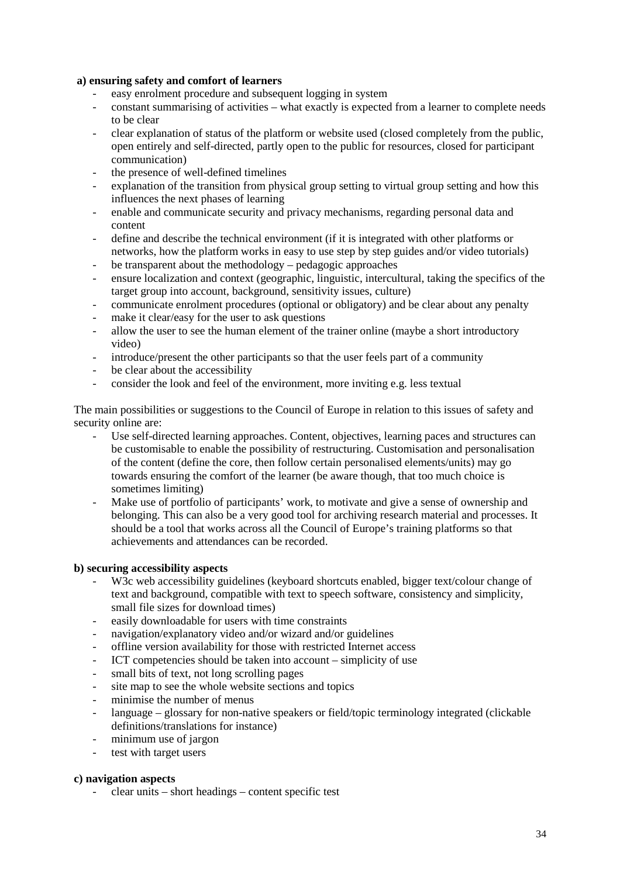**a) ensuring safety and comfort of learners**

- easy enrolment procedure and subsequent logging in system
- constant summarising of activities – what exactly is expected from a learner to complete needs to be clear
- clear explanation of status of the platform or website used (closed completely from the public, open entirely and self-directed, partly open to the public for resources, closed for participant communication)
- the presence of well-defined timelines
- explanation of the transition from physical group setting to virtual group setting and how this influences the next phases of learning
- enable and communicate security and privacy mechanisms, regarding personal data and content
- define and describe the technical environment (if it is integrated with other platforms or networks, how the platform works in easy to use step by step guides and/or video tutorials)
- be transparent about the methodology – pedagogic approaches
- ensure localization and context (geographic, linguistic, intercultural, taking the specifics of the target group into account, background, sensitivity issues, culture)
- communicate enrolment procedures (optional or obligatory) and be clear about any penalty
- make it clear/easy for the user to ask questions
- allow the user to see the human element of the trainer online (maybe a short introductory video)
- introduce/present the other participants so that the user feels part of a community
- be clear about the accessibility
- consider the look and feel of the environment, more inviting e.g. less textual

The main possibilities or suggestions to the Council of Europe in relation to this issues of safety and security online are:

- Use self-directed learning approaches. Content, objectives, learning paces and structures can be customisable to enable the possibility of restructuring. Customisation and personalisation of the content (define the core, then follow certain personalised elements/units) may go towards ensuring the comfort of the learner (be aware though, that too much choice is sometimes limiting)
- Make use of portfolio of participants' work, to motivate and give a sense of ownership and belonging. This can also be a very good tool for archiving research material and processes. It should be a tool that works across all the Council of Europe's training platforms so that achievements and attendances can be recorded.

**b) securing accessibility aspects**

- W3c web accessibility guidelines (keyboard shortcuts enabled, bigger text/colour change of text and background, compatible with text to speech software, consistency and simplicity, small file sizes for download times)
- easily downloadable for users with time constraints
- navigation/explanatory video and/or wizard and/or guidelines
- offline version availability for those with restricted Internet access
- ICT competencies should be taken into account – simplicity of use
- small bits of text, not long scrolling pages
- site map to see the whole website sections and topics
- minimise the number of menus
- language – glossary for non-native speakers or field/topic terminology integrated (clickable definitions/translations for instance)
- minimum use of jargon
- test with target users

**c) navigation aspects**

- clear units – short headings – content specific test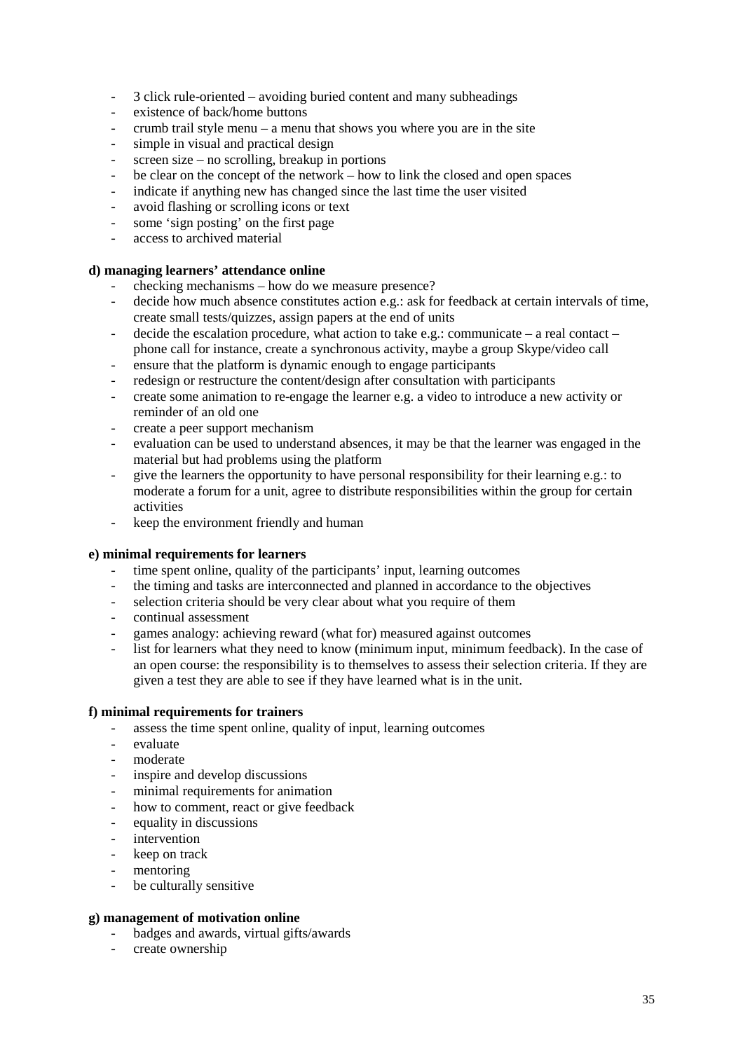- 3 click rule-oriented – avoiding buried content and many subheadings
- existence of back/home buttons
- crumb trail style menu – a menu that shows you where you are in the site
- simple in visual and practical design
- screen size – no scrolling, breakup in portions
- be clear on the concept of the network – how to link the closed and open spaces
- indicate if anything new has changed since the last time the user visited
- avoid flashing or scrolling icons or text
- some 'sign posting' on the first page
- access to archived material

**d) managing learners' attendance online**

- checking mechanisms – how do we measure presence?
- decide how much absence constitutes action e.g.: ask for feedback at certain intervals of time, create small tests/quizzes, assign papers at the end of units
- decide the escalation procedure, what action to take e.g.: communicate – a real contact – phone call for instance, create a synchronous activity, maybe a group Skype/video call
- ensure that the platform is dynamic enough to engage participants
- redesign or restructure the content/design after consultation with participants
- create some animation to re-engage the learner e.g. a video to introduce a new activity or reminder of an old one
- create a peer support mechanism
- evaluation can be used to understand absences, it may be that the learner was engaged in the material but had problems using the platform
- give the learners the opportunity to have personal responsibility for their learning e.g.: to moderate a forum for a unit, agree to distribute responsibilities within the group for certain activities
- keep the environment friendly and human

**e) minimal requirements for learners**

- time spent online, quality of the participants' input, learning outcomes
- the timing and tasks are interconnected and planned in accordance to the objectives
- selection criteria should be very clear about what you require of them
- continual assessment
- games analogy: achieving reward (what for) measured against outcomes
- list for learners what they need to know (minimum input, minimum feedback). In the case of an open course: the responsibility is to themselves to assess their selection criteria. If they are given a test they are able to see if they have learned what is in the unit.

**f) minimal requirements for trainers**

- assess the time spent online, quality of input, learning outcomes
- evaluate
- moderate
- inspire and develop discussions
- minimal requirements for animation
- how to comment, react or give feedback
- equality in discussions
- intervention
- keep on track
- mentoring
- be culturally sensitive

**g) management of motivation online**

- badges and awards, virtual gifts/awards
- create ownership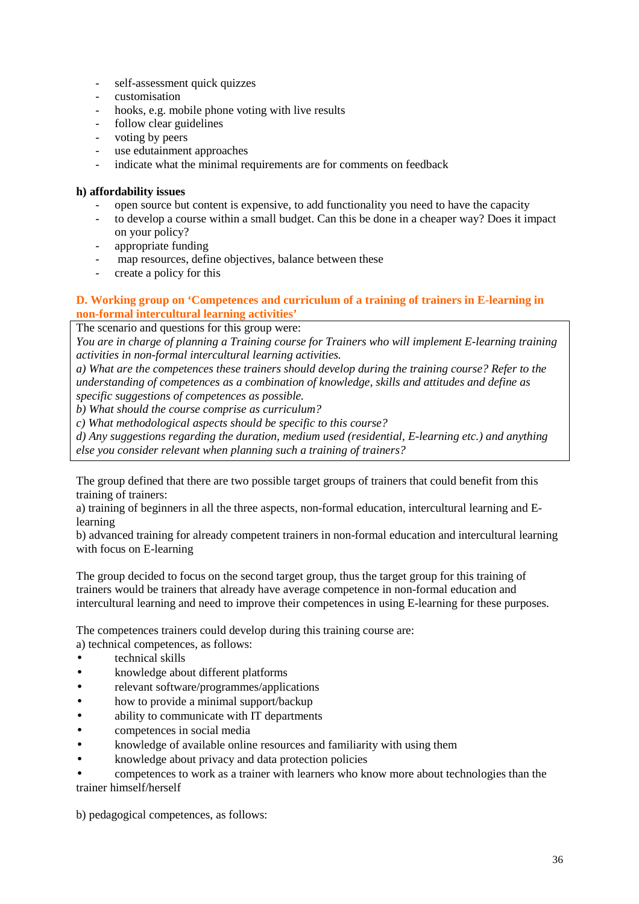- self-assessment quick quizzes
- customisation
- hooks, e.g. mobile phone voting with live results
- follow clear guidelines
- voting by peers
- use edutainment approaches
- indicate what the minimal requirements are for comments on feedback

**h) affordability issues**

- open source but content is expensive, to add functionality you need to have the capacity
- to develop a course within a small budget. Can this be done in a cheaper way? Does it impact on your policy?
- appropriate funding
- map resources, define objectives, balance between these
- create a policy for this

### D. Working group on 'Competences and curriculum of a training of trainers in E-learning in non-formal intercultural learning activities'

The scenario and questions for this group were:

*You are in charge of planning a Training course for Trainers who will implement E-learning training activities in non-formal intercultural learning activities.*

*a) What are the competences these trainers should develop during the training course? Refer to the understanding of competences as a combination of knowledge, skills and attitudes and define as specific suggestions of competences as possible.*

*b) What should the course comprise as curriculum?*

*c) What methodological aspects should be specific to this course?*

*d) Any suggestions regarding the duration, medium used (residential, E-learning etc.) and anything else you consider relevant when planning such a training of trainers?*

The group defined that there are two possible target groups of trainers that could benefit from this training of trainers:

a) training of beginners in all the three aspects, non-formal education, intercultural learning and E-learning

b) advanced training for already competent trainers in non-formal education and intercultural learning with focus on E-learning

The group decided to focus on the second target group, thus the target group for this training of trainers would be trainers that already have average competence in non-formal education and intercultural learning and need to improve their competences in using E-learning for these purposes.

The competences trainers could develop during this training course are:

a) technical competences, as follows:

- technical skills
- knowledge about different platforms
- relevant software/programmes/applications
- how to provide a minimal support/backup
- ability to communicate with IT departments
- competences in social media
- knowledge of available online resources and familiarity with using them
- knowledge about privacy and data protection policies
- competences to work as a trainer with learners who know more about technologies than the trainer himself/herself

b) pedagogical competences, as follows: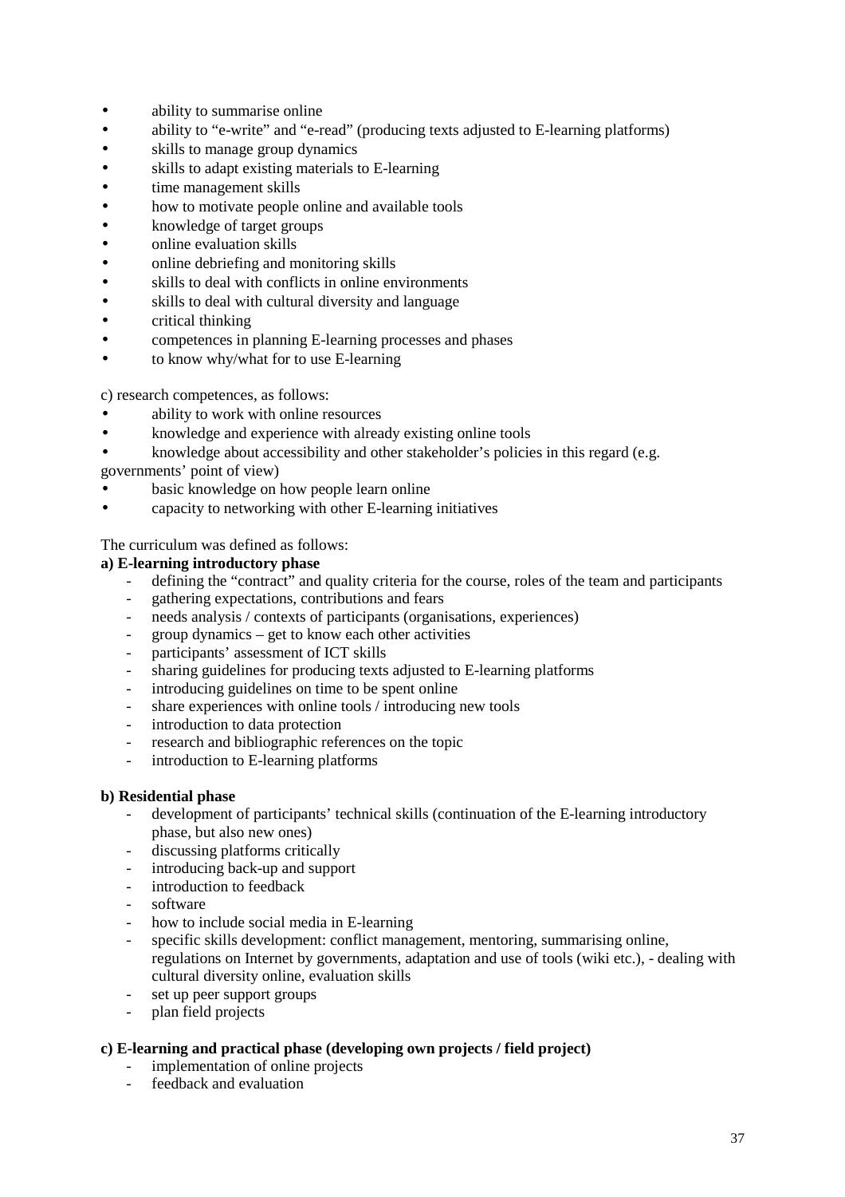- ability to summarise online
- ability to "e-write" and "e-read" (producing texts adjusted to E-learning platforms)
- skills to manage group dynamics
- skills to adapt existing materials to E-learning
- time management skills
- how to motivate people online and available tools
- knowledge of target groups
- online evaluation skills
- online debriefing and monitoring skills
- skills to deal with conflicts in online environments
- skills to deal with cultural diversity and language
- critical thinking
- competences in planning E-learning processes and phases
- to know why/what for to use E-learning

c) research competences, as follows:

- ability to work with online resources
- knowledge and experience with already existing online tools
- knowledge about accessibility and other stakeholder's policies in this regard (e.g. governments' point of view)
- basic knowledge on how people learn online
- capacity to networking with other E-learning initiatives

The curriculum was defined as follows:

**a) E-learning introductory phase**

- defining the "contract" and quality criteria for the course, roles of the team and participants
- gathering expectations, contributions and fears
- needs analysis / contexts of participants (organisations, experiences)
- group dynamics – get to know each other activities
- participants' assessment of ICT skills
- sharing guidelines for producing texts adjusted to E-learning platforms
- introducing guidelines on time to be spent online
- share experiences with online tools / introducing new tools
- introduction to data protection
- research and bibliographic references on the topic
- introduction to E-learning platforms

**b) Residential phase**

- development of participants' technical skills (continuation of the E-learning introductory phase, but also new ones)
- discussing platforms critically
- introducing back-up and support
- introduction to feedback
- software
- how to include social media in E-learning
- specific skills development: conflict management, mentoring, summarising online, regulations on Internet by governments, adaptation and use of tools (wiki etc.), - dealing with cultural diversity online, evaluation skills
- set up peer support groups
- plan field projects

**c) E-learning and practical phase (developing own projects / field project)**

- implementation of online projects
- feedback and evaluation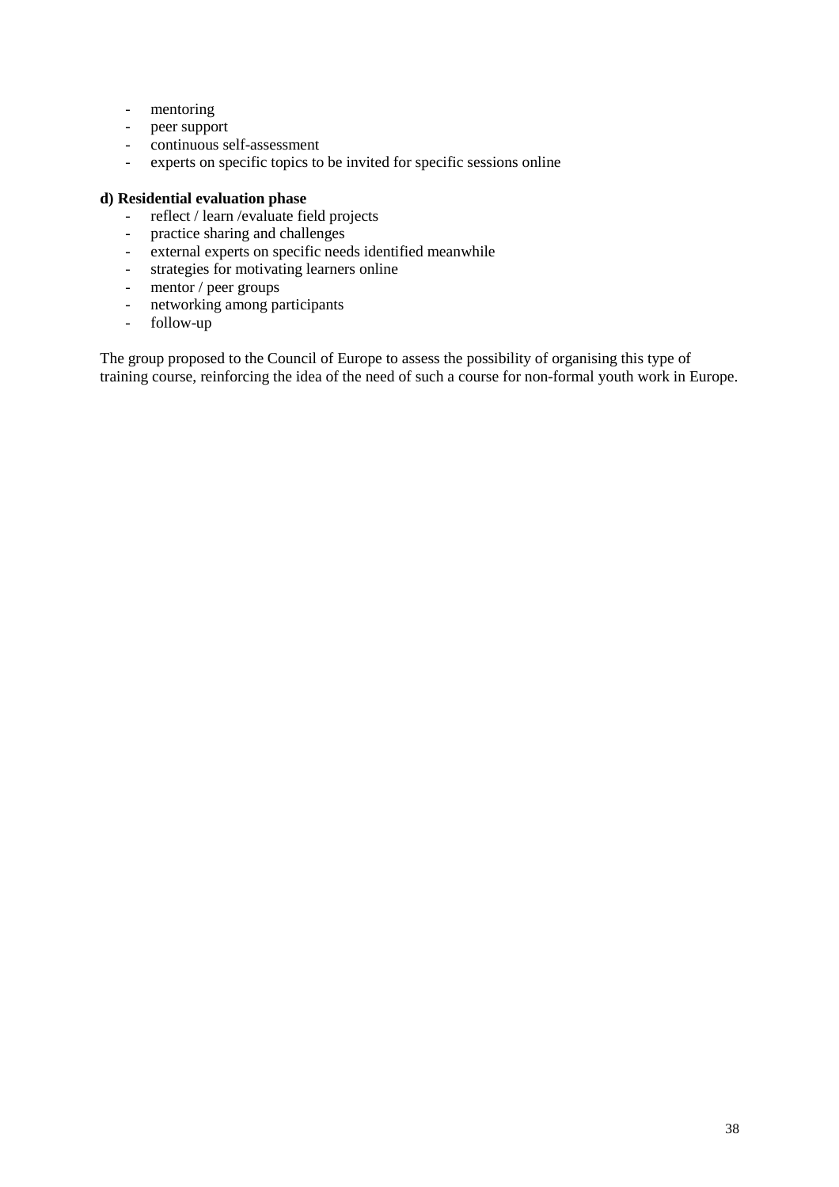- mentoring
- peer support
- continuous self-assessment
- experts on specific topics to be invited for specific sessions online

**d) Residential evaluation phase**

- reflect / learn /evaluate field projects
- practice sharing and challenges
- external experts on specific needs identified meanwhile
- strategies for motivating learners online
- mentor / peer groups
- networking among participants
- follow-up

The group proposed to the Council of Europe to assess the possibility of organising this type of training course, reinforcing the idea of the need of such a course for non-formal youth work in Europe.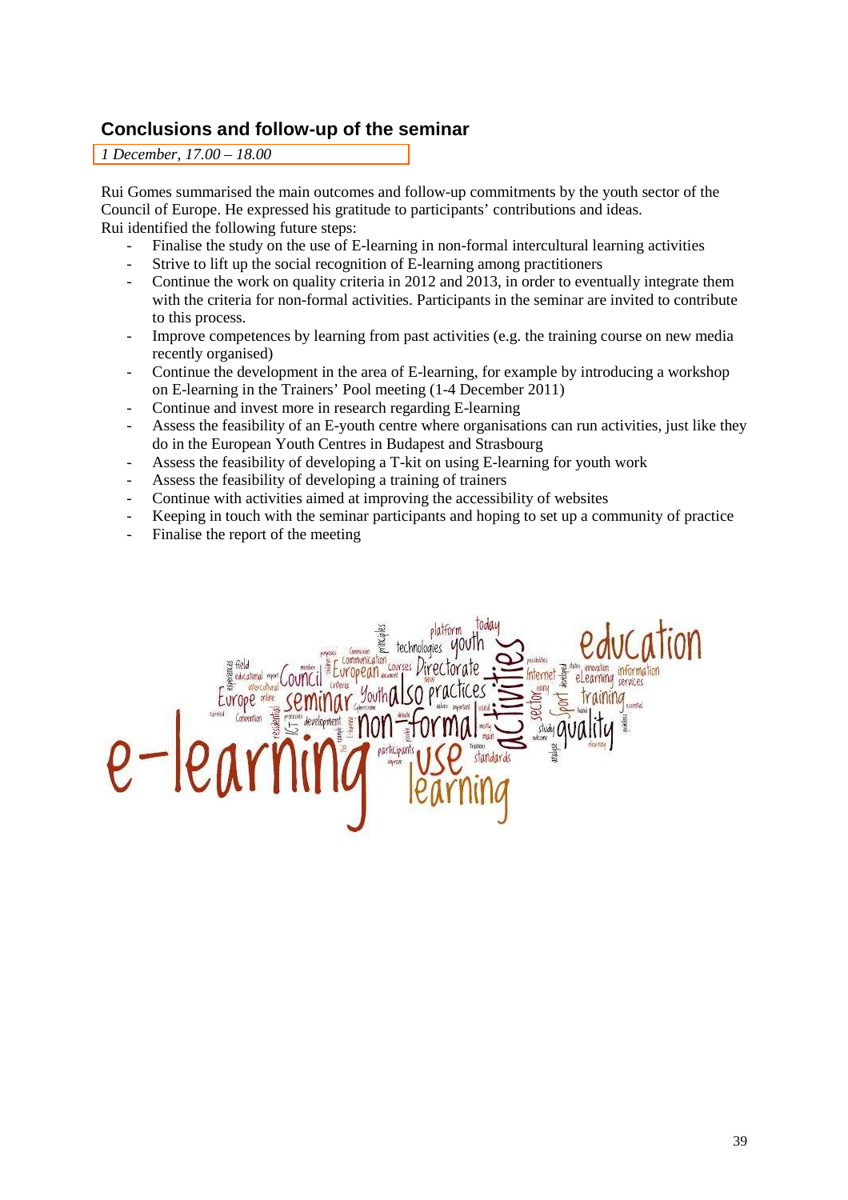## Conclusions and follow-up of the seminar

*1 December, 17.00 – 18.00*

Rui Gomes summarised the main outcomes and follow-up commitments by the youth sector of the Council of Europe. He expressed his gratitude to participants' contributions and ideas.
Rui identified the following future steps:

- Finalise the study on the use of E-learning in non-formal intercultural learning activities
- Strive to lift up the social recognition of E-learning among practitioners
- Continue the work on quality criteria in 2012 and 2013, in order to eventually integrate them with the criteria for non-formal activities. Participants in the seminar are invited to contribute to this process.
- Improve competences by learning from past activities (e.g. the training course on new media recently organised)
- Continue the development in the area of E-learning, for example by introducing a workshop on E-learning in the Trainers' Pool meeting (1-4 December 2011)
- Continue and invest more in research regarding E-learning
- Assess the feasibility of an E-youth centre where organisations can run activities, just like they do in the European Youth Centres in Budapest and Strasbourg
- Assess the feasibility of developing a T-kit on using E-learning for youth work
- Assess the feasibility of developing a training of trainers
- Continue with activities aimed at improving the accessibility of websites
- Keeping in touch with the seminar participants and hoping to set up a community of practice
- Finalise the report of the meeting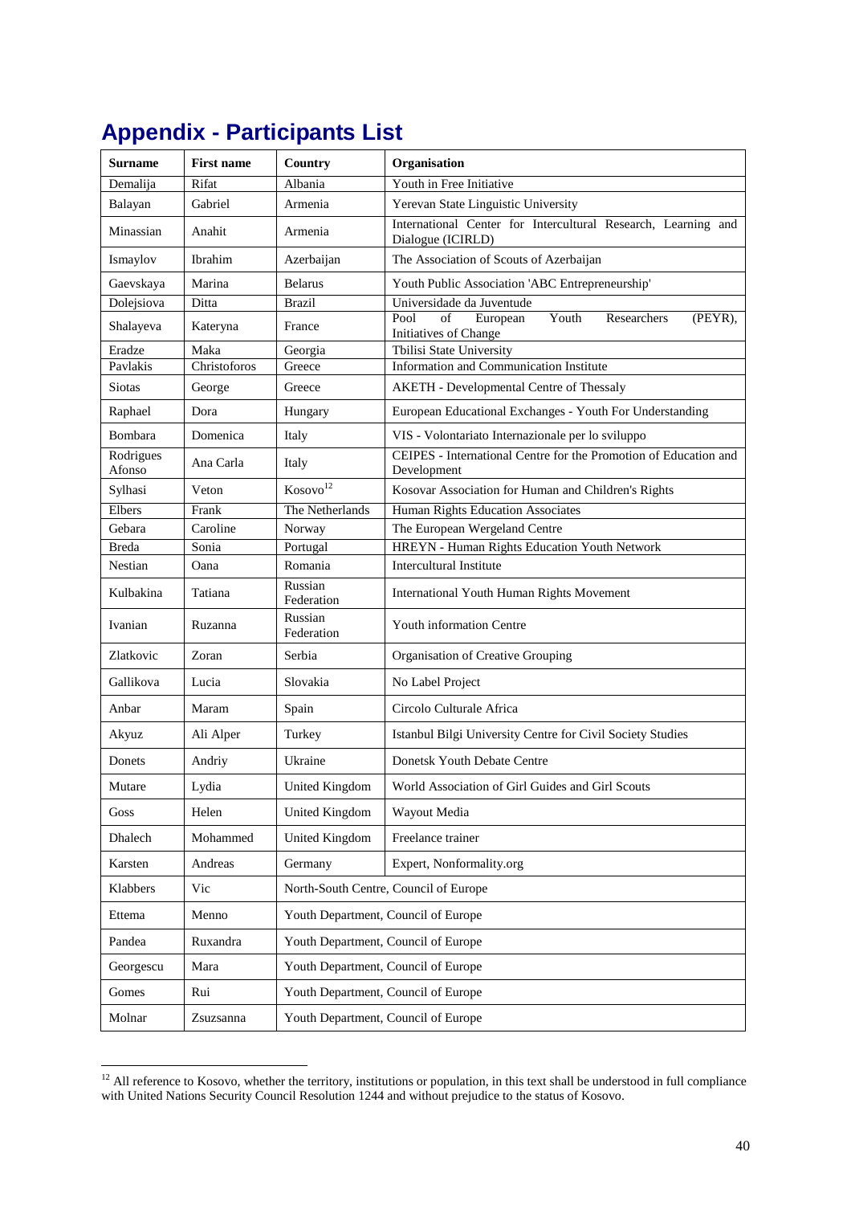# Appendix - Participants List

| Surname | First name | Country | Organisation |
|---|---|---|---|
| Demalija | Rifat | Albania | Youth in Free Initiative |
| Balayan | Gabriel | Armenia | Yerevan State Linguistic University |
| Minassian | Anahit | Armenia | International Center for Intercultural Research, Learning and Dialogue (ICIRLD) |
| Ismaylov | Ibrahim | Azerbaijan | The Association of Scouts of Azerbaijan |
| Gaevskaya | Marina | Belarus | Youth Public Association 'ABC Entrepreneurship' |
| Dolejsiova | Ditta | Brazil | Universidade da Juventude |
| Shalayeva | Kateryna | France | Pool of European Youth Researchers (PEYR), Initiatives of Change |
| Eradze | Maka | Georgia | Tbilisi State University |
| Pavlakis | Christoforos | Greece | Information and Communication Institute |
| Siotas | George | Greece | AKETH - Developmental Centre of Thessaly |
| Raphael | Dora | Hungary | European Educational Exchanges - Youth For Understanding |
| Bombara | Domenica | Italy | VIS - Volontariato Internazionale per lo sviluppo |
| Rodrigues Afonso | Ana Carla | Italy | CEIPES - International Centre for the Promotion of Education and Development |
| Sylhasi | Veton | Kosovo[12] | Kosovar Association for Human and Children's Rights |
| Elbers | Frank | The Netherlands | Human Rights Education Associates |
| Gebara | Caroline | Norway | The European Wergeland Centre |
| Breda | Sonia | Portugal | HREYN - Human Rights Education Youth Network |
| Nestian | Oana | Romania | Intercultural Institute |
| Kulbakina | Tatiana | Russian Federation | International Youth Human Rights Movement |
| Ivanian | Ruzanna | Russian Federation | Youth information Centre |
| Zlatkovic | Zoran | Serbia | Organisation of Creative Grouping |
| Gallikova | Lucia | Slovakia | No Label Project |
| Anbar | Maram | Spain | Circolo Culturale Africa |
| Akyuz | Ali Alper | Turkey | Istanbul Bilgi University Centre for Civil Society Studies |
| Donets | Andriy | Ukraine | Donetsk Youth Debate Centre |
| Mutare | Lydia | United Kingdom | World Association of Girl Guides and Girl Scouts |
| Goss | Helen | United Kingdom | Wayout Media |
| Dhalech | Mohammed | United Kingdom | Freelance trainer |
| Karsten | Andreas | Germany | Expert, Nonformality.org |
| Klabbers | Vic | North-South Centre, Council of Europe | |
| Ettema | Menno | Youth Department, Council of Europe | |
| Pandea | Ruxandra | Youth Department, Council of Europe | |
| Georgescu | Mara | Youth Department, Council of Europe | |
| Gomes | Rui | Youth Department, Council of Europe | |
| Molnar | Zsuzsanna | Youth Department, Council of Europe | |

[12] All reference to Kosovo, whether the territory, institutions or population, in this text shall be understood in full compliance with United Nations Security Council Resolution 1244 and without prejudice to the status of Kosovo.